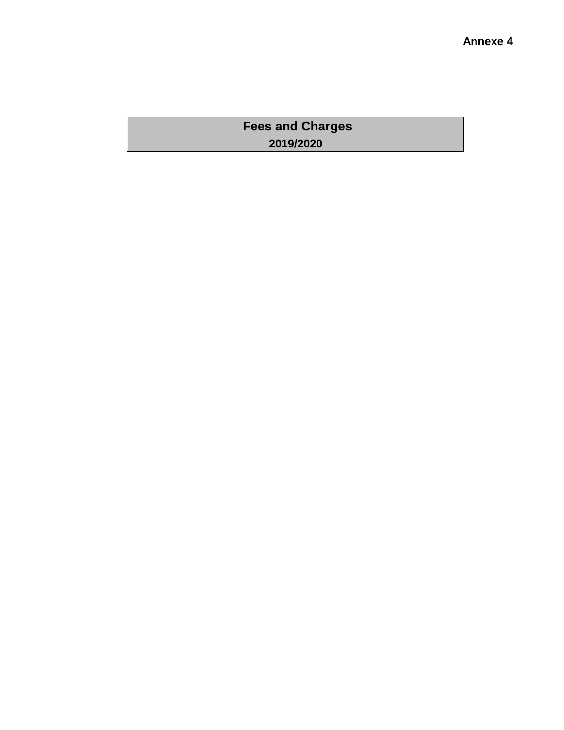**Annexe 4**

# Fees and Charges

## 2019/2020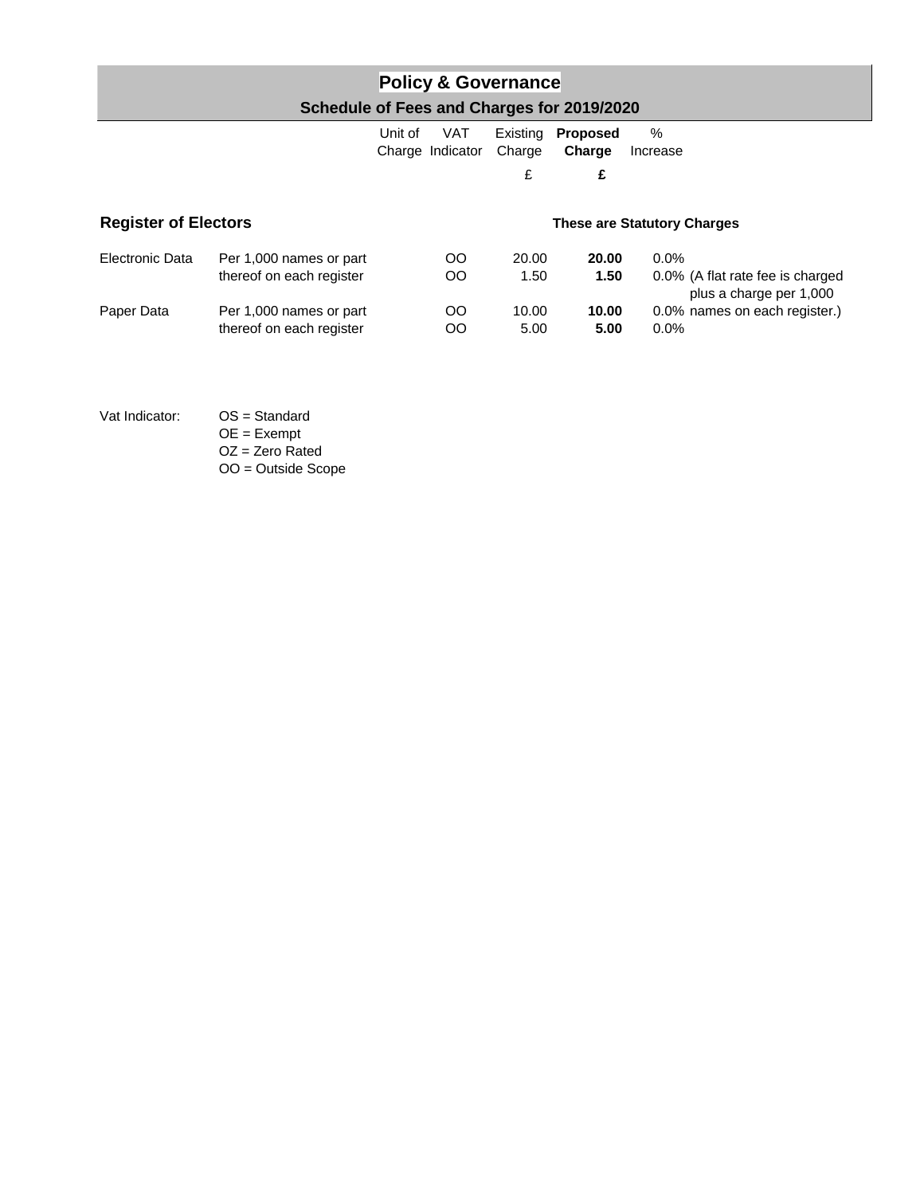# Policy & Governance

## Schedule of Fees and Charges for 2019/2020

| | | Unit of Charge | VAT Indicator | Existing Charge £ | **Proposed Charge £** | % Increase | |
|---|---|---|---|---|---|---|---|
| **Register of Electors** | | | | | **These are Statutory Charges** | | |
| Electronic Data | Per 1,000 names or part | | OO | 20.00 | **20.00** | 0.0% | |
| | thereof on each register | | OO | 1.50 | **1.50** | 0.0% | (A flat rate fee is charged plus a charge per 1,000 |
| Paper Data | Per 1,000 names or part | | OO | 10.00 | **10.00** | 0.0% | names on each register.) |
| | thereof on each register | | OO | 5.00 | **5.00** | 0.0% | |

Vat Indicator:
- OS = Standard
- OE = Exempt
- OZ = Zero Rated
- OO = Outside Scope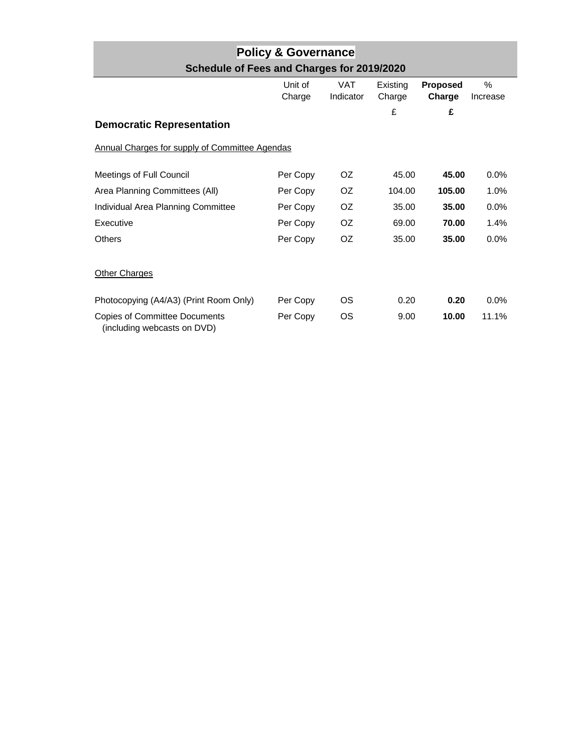# Policy & Governance

## Schedule of Fees and Charges for 2019/2020

| | Unit of Charge | VAT Indicator | Existing Charge | **Proposed Charge** | % Increase |
|---|---|---|---|---|---|
| | | | £ | **£** | |
| **Democratic Representation** | | | | | |
| Annual Charges for supply of Committee Agendas | | | | | |
| Meetings of Full Council | Per Copy | OZ | 45.00 | **45.00** | 0.0% |
| Area Planning Committees (All) | Per Copy | OZ | 104.00 | **105.00** | 1.0% |
| Individual Area Planning Committee | Per Copy | OZ | 35.00 | **35.00** | 0.0% |
| Executive | Per Copy | OZ | 69.00 | **70.00** | 1.4% |
| Others | Per Copy | OZ | 35.00 | **35.00** | 0.0% |
| Other Charges | | | | | |
| Photocopying (A4/A3) (Print Room Only) | Per Copy | OS | 0.20 | **0.20** | 0.0% |
| Copies of Committee Documents (including webcasts on DVD) | Per Copy | OS | 9.00 | **10.00** | 11.1% |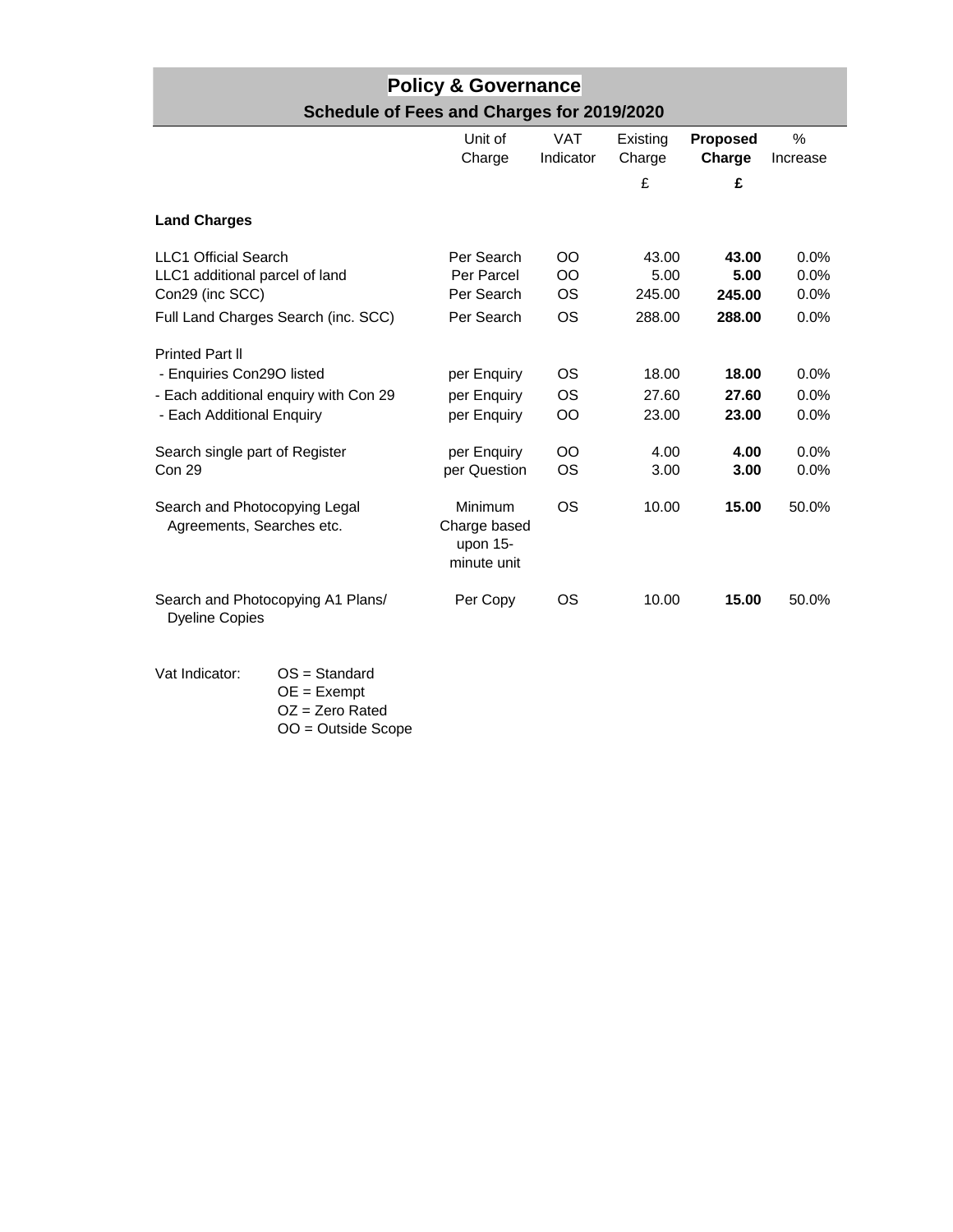# Policy & Governance

## Schedule of Fees and Charges for 2019/2020

| | Unit of Charge | VAT Indicator | Existing Charge | **Proposed Charge** | % Increase |
|---|---|---|---|---|---|
| | | | £ | **£** | |
| **Land Charges** | | | | | |
| LLC1 Official Search | Per Search | OO | 43.00 | **43.00** | 0.0% |
| LLC1 additional parcel of land | Per Parcel | OO | 5.00 | **5.00** | 0.0% |
| Con29 (inc SCC) | Per Search | OS | 245.00 | **245.00** | 0.0% |
| Full Land Charges Search (inc. SCC) | Per Search | OS | 288.00 | **288.00** | 0.0% |
| Printed Part ll | | | | | |
| - Enquiries Con29O listed | per Enquiry | OS | 18.00 | **18.00** | 0.0% |
| - Each additional enquiry with Con 29 | per Enquiry | OS | 27.60 | **27.60** | 0.0% |
| - Each Additional Enquiry | per Enquiry | OO | 23.00 | **23.00** | 0.0% |
| Search single part of Register | per Enquiry | OO | 4.00 | **4.00** | 0.0% |
| Con 29 | per Question | OS | 3.00 | **3.00** | 0.0% |
| Search and Photocopying Legal Agreements, Searches etc. | Minimum Charge based upon 15-minute unit | OS | 10.00 | **15.00** | 50.0% |
| Search and Photocopying A1 Plans/ Dyeline Copies | Per Copy | OS | 10.00 | **15.00** | 50.0% |

Vat Indicator:
- OS = Standard
- OE = Exempt
- OZ = Zero Rated
- OO = Outside Scope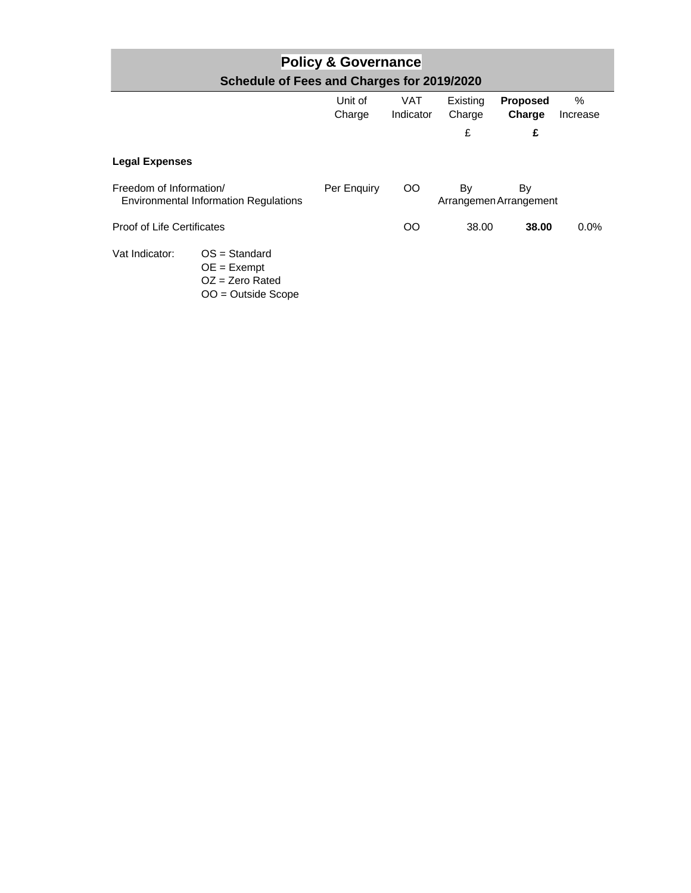# Policy & Governance

## Schedule of Fees and Charges for 2019/2020

| | Unit of Charge | VAT Indicator | Existing Charge £ | **Proposed Charge £** | % Increase |
|---|---|---|---|---|---|
| **Legal Expenses** | | | | | |
| Freedom of Information/ Environmental Information Regulations | Per Enquiry | OO | By Arrangemen | By Arrangement | |
| Proof of Life Certificates | | OO | 38.00 | **38.00** | 0.0% |

Vat Indicator:
- OS = Standard
- OE = Exempt
- OZ = Zero Rated
- OO = Outside Scope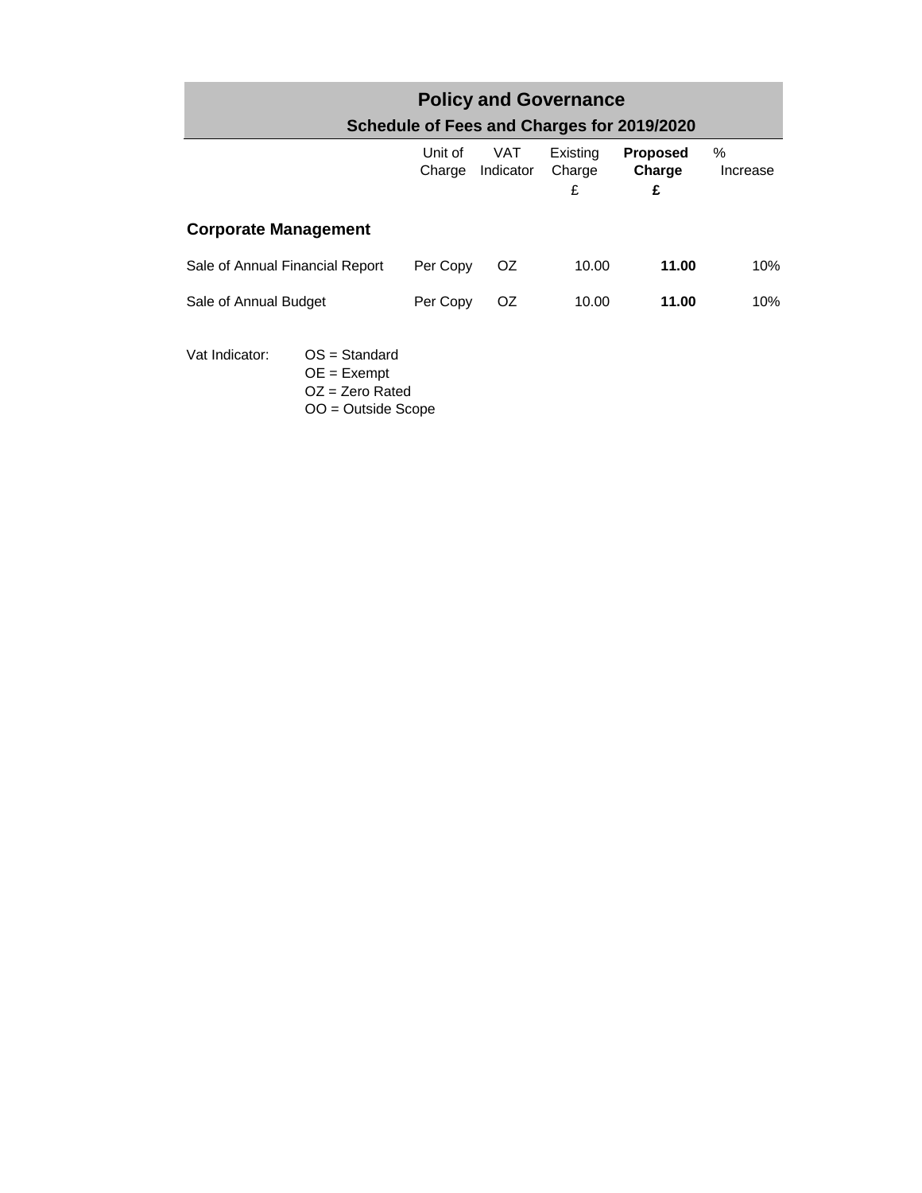# Policy and Governance

## Schedule of Fees and Charges for 2019/2020

| | Unit of Charge | VAT Indicator | Existing Charge £ | **Proposed Charge £** | % Increase |
|---|---|---|---|---|---|
| **Corporate Management** | | | | | |
| Sale of Annual Financial Report | Per Copy | OZ | 10.00 | **11.00** | 10% |
| Sale of Annual Budget | Per Copy | OZ | 10.00 | **11.00** | 10% |

Vat Indicator:
- OS = Standard
- OE = Exempt
- OZ = Zero Rated
- OO = Outside Scope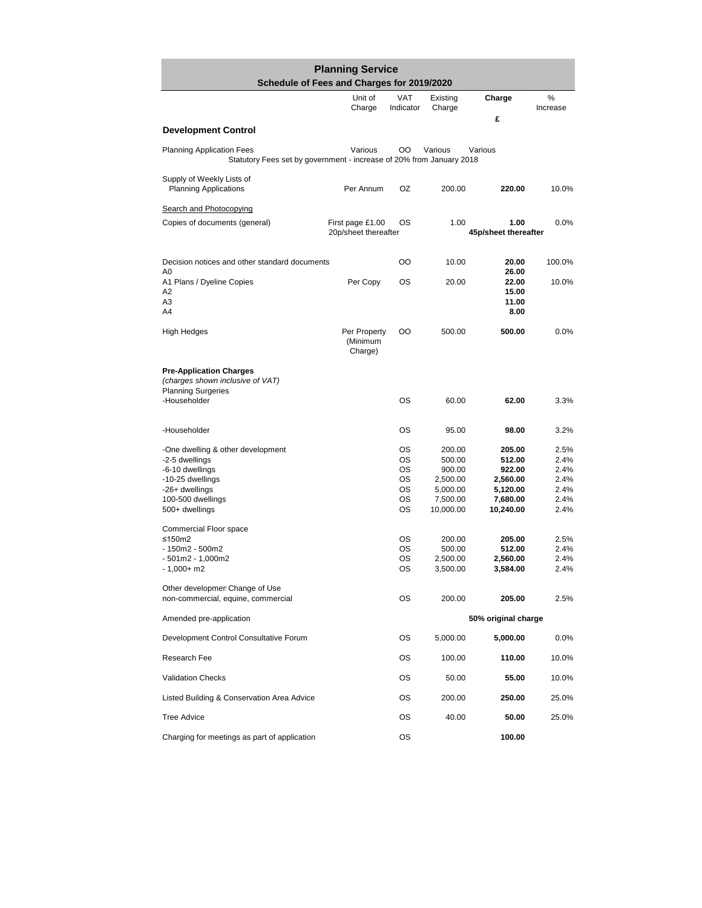# Planning Service

## Schedule of Fees and Charges for 2019/2020

| | Unit of Charge | VAT Indicator | Existing Charge | Charge £ | % Increase |
|---|---|---|---|---|---|
| **Development Control** | | | | | |
| Planning Application Fees | Various | OO | Various | Various | |
| Statutory Fees set by government - increase of 20% from January 2018 | | | | | |
| Supply of Weekly Lists of Planning Applications | Per Annum | OZ | 200.00 | **220.00** | 10.0% |
| Search and Photocopying | | | | | |
| Copies of documents (general) | First page £1.00 20p/sheet thereafter | OS | 1.00 | **1.00** **45p/sheet thereafter** | 0.0% |
| Decision notices and other standard documents | | OO | 10.00 | **20.00** | 100.0% |
| A0 | | | | **26.00** | |
| A1 Plans / Dyeline Copies | Per Copy | OS | 20.00 | **22.00** | 10.0% |
| A2 | | | | **15.00** | |
| A3 | | | | **11.00** | |
| A4 | | | | **8.00** | |
| High Hedges | Per Property (Minimum Charge) | OO | 500.00 | **500.00** | 0.0% |
| **Pre-Application Charges** *(charges shown inclusive of VAT)* | | | | | |
| Planning Surgeries | | | | | |
| -Householder | | OS | 60.00 | **62.00** | 3.3% |
| -Householder | | OS | 95.00 | **98.00** | 3.2% |
| -One dwelling & other development | | OS | 200.00 | **205.00** | 2.5% |
| -2-5 dwellings | | OS | 500.00 | **512.00** | 2.4% |
| -6-10 dwellings | | OS | 900.00 | **922.00** | 2.4% |
| -10-25 dwellings | | OS | 2,500.00 | **2,560.00** | 2.4% |
| -26+ dwellings | | OS | 5,000.00 | **5,120.00** | 2.4% |
| 100-500 dwellings | | OS | 7,500.00 | **7,680.00** | 2.4% |
| 500+ dwellings | | OS | 10,000.00 | **10,240.00** | 2.4% |
| Commercial Floor space | | | | | |
| ≤150m2 | | OS | 200.00 | **205.00** | 2.5% |
| - 150m2 - 500m2 | | OS | 500.00 | **512.00** | 2.4% |
| - 501m2 - 1,000m2 | | OS | 2,500.00 | **2,560.00** | 2.4% |
| - 1,000+ m2 | | OS | 3,500.00 | **3,584.00** | 2.4% |
| Other developmen Change of Use non-commercial, equine, commercial | | OS | 200.00 | **205.00** | 2.5% |
| Amended pre-application | | | | **50% original charge** | |
| Development Control Consultative Forum | | OS | 5,000.00 | **5,000.00** | 0.0% |
| Research Fee | | OS | 100.00 | **110.00** | 10.0% |
| Validation Checks | | OS | 50.00 | **55.00** | 10.0% |
| Listed Building & Conservation Area Advice | | OS | 200.00 | **250.00** | 25.0% |
| Tree Advice | | OS | 40.00 | **50.00** | 25.0% |
| Charging for meetings as part of application | | OS | | **100.00** | |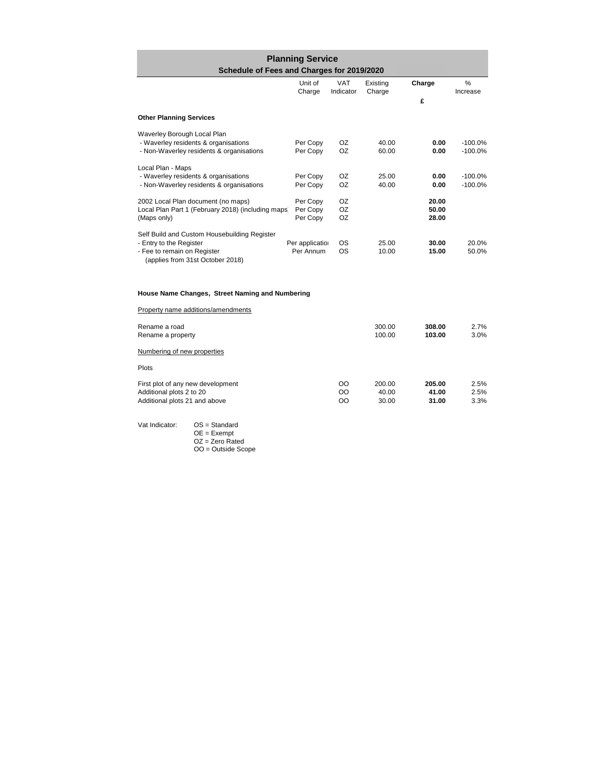# Planning Service

## Schedule of Fees and Charges for 2019/2020

| | Unit of Charge | VAT Indicator | Existing Charge | Charge £ | % Increase |
|---|---|---|---|---|---|
| **Other Planning Services** | | | | | |
| Waverley Borough Local Plan | | | | | |
| - Waverley residents & organisations | Per Copy | OZ | 40.00 | **0.00** | -100.0% |
| - Non-Waverley residents & organisations | Per Copy | OZ | 60.00 | **0.00** | -100.0% |
| Local Plan - Maps | | | | | |
| - Waverley residents & organisations | Per Copy | OZ | 25.00 | **0.00** | -100.0% |
| - Non-Waverley residents & organisations | Per Copy | OZ | 40.00 | **0.00** | -100.0% |
| 2002 Local Plan document (no maps) | Per Copy | OZ | | **20.00** | |
| Local Plan Part 1 (February 2018) (including maps) | Per Copy | OZ | | **50.00** | |
| (Maps only) | Per Copy | OZ | | **28.00** | |
| Self Build and Custom Housebuilding Register | | | | | |
| - Entry to the Register | Per application | OS | 25.00 | **30.00** | 20.0% |
| - Fee to remain on Register (applies from 31st October 2018) | Per Annum | OS | 10.00 | **15.00** | 50.0% |
| **House Name Changes, Street Naming and Numbering** | | | | | |
| Property name additions/amendments | | | | | |
| Rename a road | | | 300.00 | **308.00** | 2.7% |
| Rename a property | | | 100.00 | **103.00** | 3.0% |
| Numbering of new properties | | | | | |
| Plots | | | | | |
| First plot of any new development | | OO | 200.00 | **205.00** | 2.5% |
| Additional plots 2 to 20 | | OO | 40.00 | **41.00** | 2.5% |
| Additional plots 21 and above | | OO | 30.00 | **31.00** | 3.3% |

Vat Indicator:
- OS = Standard
- OE = Exempt
- OZ = Zero Rated
- OO = Outside Scope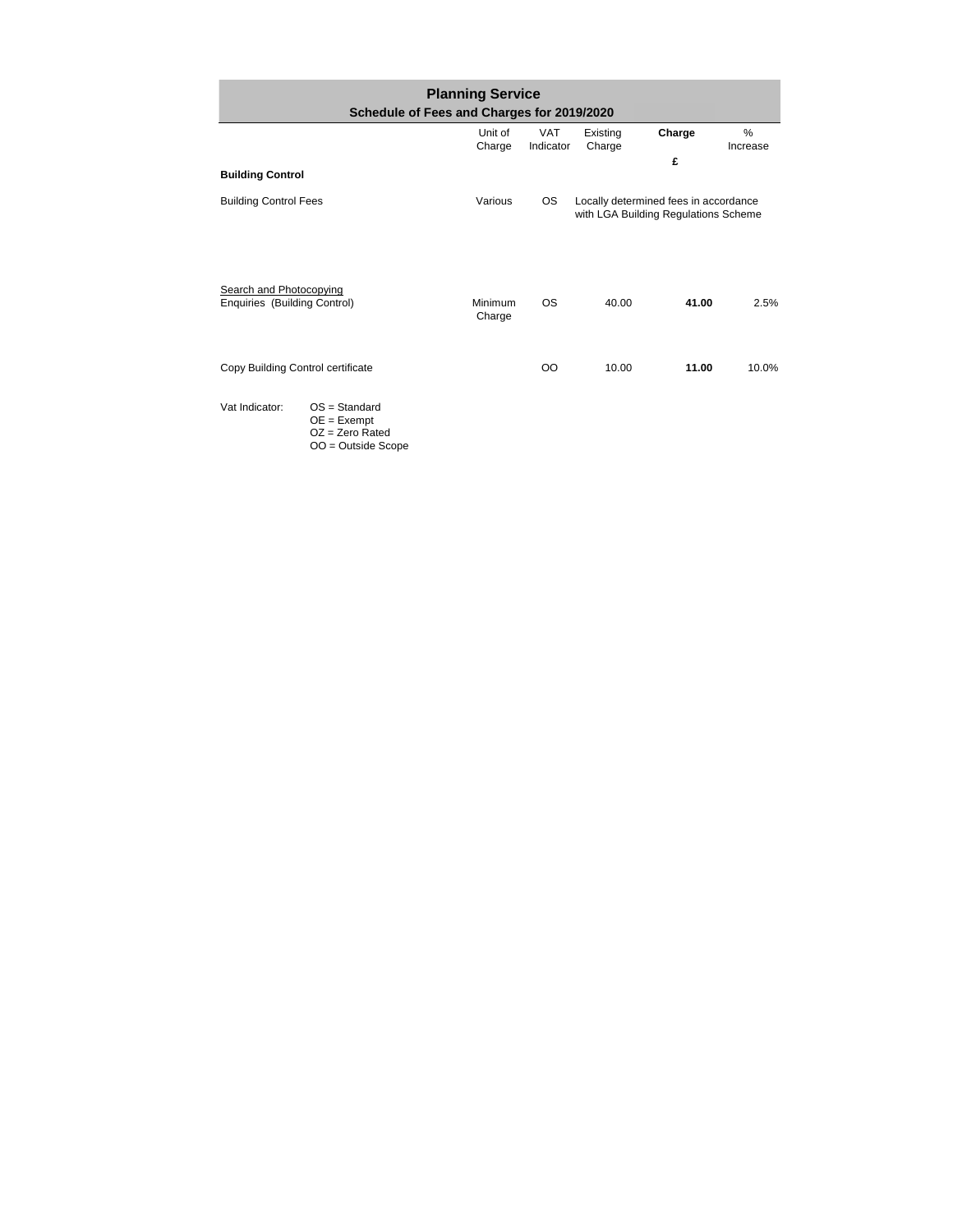# Planning Service

## Schedule of Fees and Charges for 2019/2020

| | Unit of Charge | VAT Indicator | Existing Charge | Charge £ | % Increase |
|---|---|---|---|---|---|
| **Building Control** | | | | | |
| Building Control Fees | Various | OS | Locally determined fees in accordance with LGA Building Regulations Scheme | | |
| Search and Photocopying Enquiries (Building Control) | Minimum Charge | OS | 40.00 | **41.00** | 2.5% |
| Copy Building Control certificate | | OO | 10.00 | **11.00** | 10.0% |

Vat Indicator:
- OS = Standard
- OE = Exempt
- OZ = Zero Rated
- OO = Outside Scope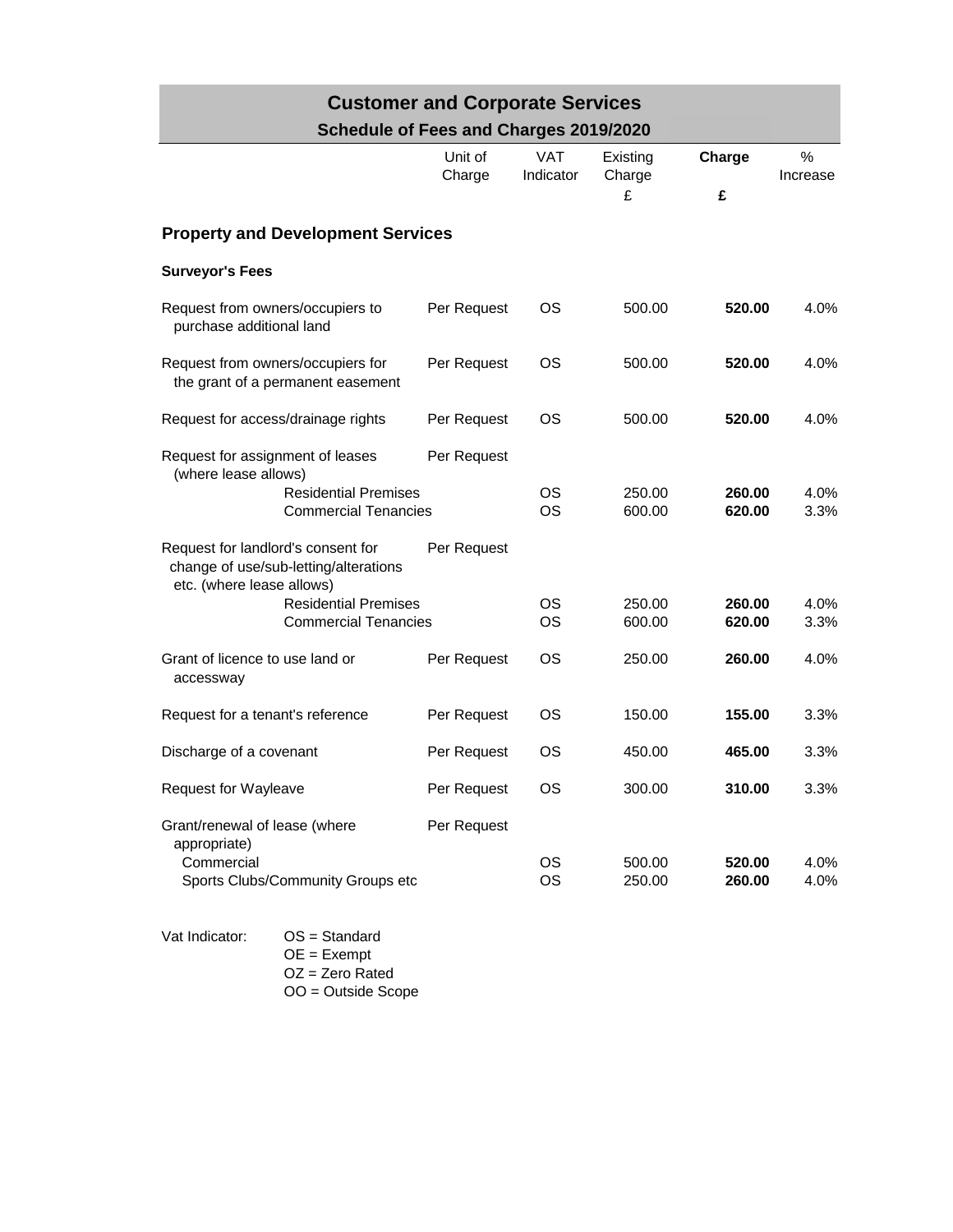# Customer and Corporate Services

## Schedule of Fees and Charges 2019/2020

| | Unit of Charge | VAT Indicator | Existing Charge £ | **Charge £** | % Increase |
|---|---|---|---|---|---|
| **Property and Development Services** | | | | | |
| **Surveyor's Fees** | | | | | |
| Request from owners/occupiers to purchase additional land | Per Request | OS | 500.00 | **520.00** | 4.0% |
| Request from owners/occupiers for the grant of a permanent easement | Per Request | OS | 500.00 | **520.00** | 4.0% |
| Request for access/drainage rights | Per Request | OS | 500.00 | **520.00** | 4.0% |
| Request for assignment of leases (where lease allows) | Per Request | | | | |
| Residential Premises | | OS | 250.00 | **260.00** | 4.0% |
| Commercial Tenancies | | OS | 600.00 | **620.00** | 3.3% |
| Request for landlord's consent for change of use/sub-letting/alterations etc. (where lease allows) | Per Request | | | | |
| Residential Premises | | OS | 250.00 | **260.00** | 4.0% |
| Commercial Tenancies | | OS | 600.00 | **620.00** | 3.3% |
| Grant of licence to use land or accessway | Per Request | OS | 250.00 | **260.00** | 4.0% |
| Request for a tenant's reference | Per Request | OS | 150.00 | **155.00** | 3.3% |
| Discharge of a covenant | Per Request | OS | 450.00 | **465.00** | 3.3% |
| Request for Wayleave | Per Request | OS | 300.00 | **310.00** | 3.3% |
| Grant/renewal of lease (where appropriate) | Per Request | | | | |
| Commercial | | OS | 500.00 | **520.00** | 4.0% |
| Sports Clubs/Community Groups etc | | OS | 250.00 | **260.00** | 4.0% |

Vat Indicator:
- OS = Standard
- OE = Exempt
- OZ = Zero Rated
- OO = Outside Scope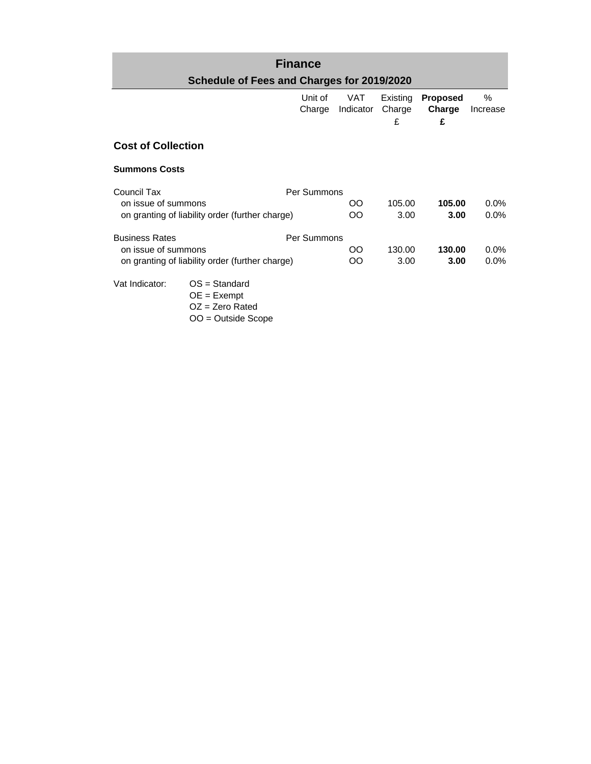# Finance

## Schedule of Fees and Charges for 2019/2020

| | Unit of Charge | VAT Indicator | Existing Charge £ | **Proposed Charge £** | % Increase |
|---|---|---|---|---|---|
| **Cost of Collection** | | | | | |
| **Summons Costs** | | | | | |
| Council Tax | Per Summons | | | | |
| on issue of summons | | OO | 105.00 | **105.00** | 0.0% |
| on granting of liability order (further charge) | | OO | 3.00 | **3.00** | 0.0% |
| Business Rates | Per Summons | | | | |
| on issue of summons | | OO | 130.00 | **130.00** | 0.0% |
| on granting of liability order (further charge) | | OO | 3.00 | **3.00** | 0.0% |

Vat Indicator:
- OS = Standard
- OE = Exempt
- OZ = Zero Rated
- OO = Outside Scope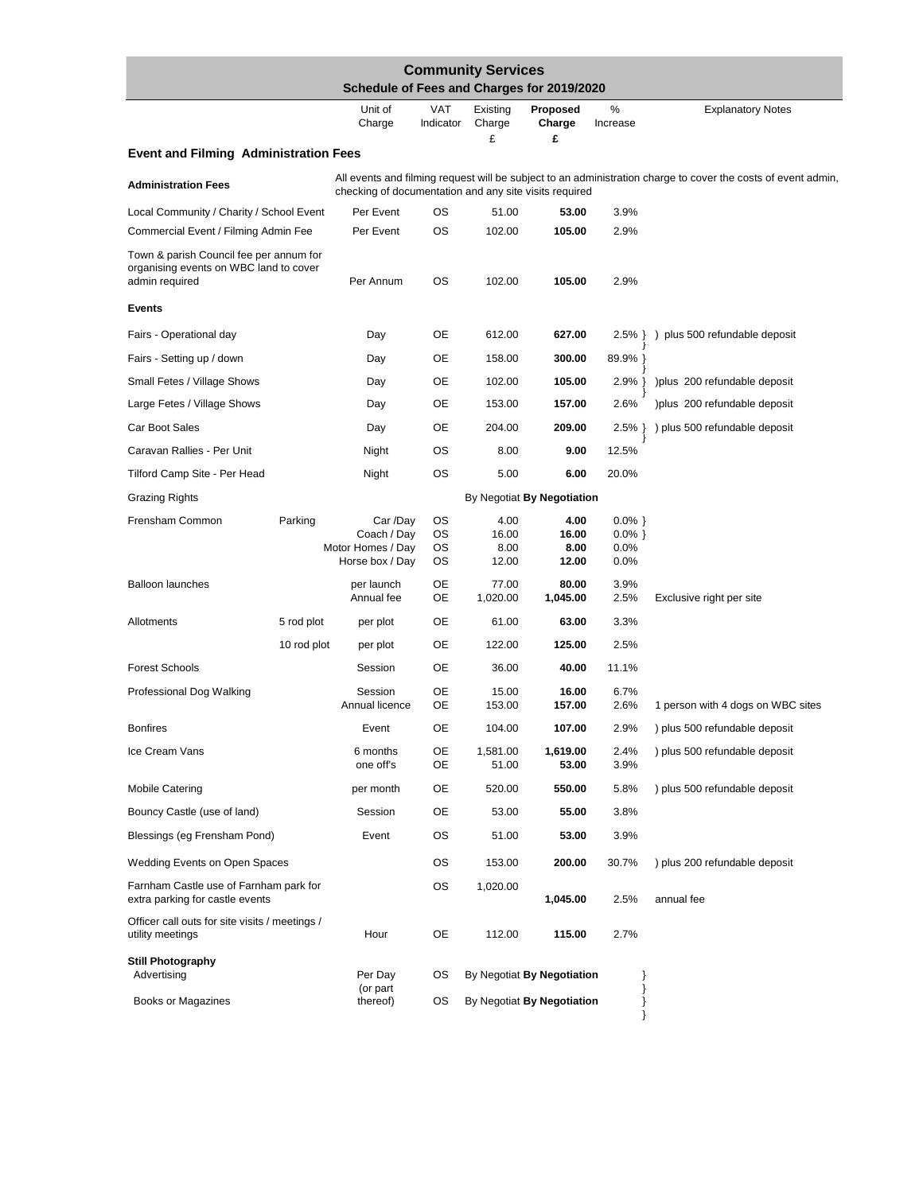# Community Services

## Schedule of Fees and Charges for 2019/2020

| | | Unit of Charge | VAT Indicator | Existing Charge £ | Proposed Charge £ | % Increase | Explanatory Notes |
|---|---|---|---|---|---|---|---|
| **Event and Filming Administration Fees** | | | | | | | |
| **Administration Fees** | | All events and filming request will be subject to an administration charge to cover the costs of event admin, checking of documentation and any site visits required | | | | | |
| Local Community / Charity / School Event | | Per Event | OS | 51.00 | **53.00** | 3.9% | |
| Commercial Event / Filming Admin Fee | | Per Event | OS | 102.00 | **105.00** | 2.9% | |
| Town & parish Council fee per annum for organising events on WBC land to cover admin required | | Per Annum | OS | 102.00 | **105.00** | 2.9% | |
| **Events** | | | | | | | |
| Fairs - Operational day | | Day | OE | 612.00 | **627.00** | 2.5% } | ) plus 500 refundable deposit |
| Fairs - Setting up / down | | Day | OE | 158.00 | **300.00** | 89.9% } | |
| Small Fetes / Village Shows | | Day | OE | 102.00 | **105.00** | 2.9% } | )plus 200 refundable deposit |
| Large Fetes / Village Shows | | Day | OE | 153.00 | **157.00** | 2.6% | )plus 200 refundable deposit |
| Car Boot Sales | | Day | OE | 204.00 | **209.00** | 2.5% } | ) plus 500 refundable deposit |
| Caravan Rallies - Per Unit | | Night | OS | 8.00 | **9.00** | 12.5% | |
| Tilford Camp Site - Per Head | | Night | OS | 5.00 | **6.00** | 20.0% | |
| Grazing Rights | | | | By Negotiat | **By Negotiation** | | |
| Frensham Common | Parking | Car /Day | OS | 4.00 | **4.00** | 0.0% } | |
| | | Coach / Day | OS | 16.00 | **16.00** | 0.0% } | |
| | | Motor Homes / Day | OS | 8.00 | **8.00** | 0.0% | |
| | | Horse box / Day | OS | 12.00 | **12.00** | 0.0% | |
| Balloon launches | | per launch | OE | 77.00 | **80.00** | 3.9% | |
| | | Annual fee | OE | 1,020.00 | **1,045.00** | 2.5% | Exclusive right per site |
| Allotments | 5 rod plot | per plot | OE | 61.00 | **63.00** | 3.3% | |
| | 10 rod plot | per plot | OE | 122.00 | **125.00** | 2.5% | |
| Forest Schools | | Session | OE | 36.00 | **40.00** | 11.1% | |
| Professional Dog Walking | | Session | OE | 15.00 | **16.00** | 6.7% | |
| | | Annual licence | OE | 153.00 | **157.00** | 2.6% | 1 person with 4 dogs on WBC sites |
| Bonfires | | Event | OE | 104.00 | **107.00** | 2.9% | ) plus 500 refundable deposit |
| Ice Cream Vans | | 6 months | OE | 1,581.00 | **1,619.00** | 2.4% | ) plus 500 refundable deposit |
| | | one off's | OE | 51.00 | **53.00** | 3.9% | |
| Mobile Catering | | per month | OE | 520.00 | **550.00** | 5.8% | ) plus 500 refundable deposit |
| Bouncy Castle (use of land) | | Session | OE | 53.00 | **55.00** | 3.8% | |
| Blessings (eg Frensham Pond) | | Event | OS | 51.00 | **53.00** | 3.9% | |
| Wedding Events on Open Spaces | | | OS | 153.00 | **200.00** | 30.7% | ) plus 200 refundable deposit |
| Farnham Castle use of Farnham park for extra parking for castle events | | | OS | 1,020.00 | **1,045.00** | 2.5% | annual fee |
| Officer call outs for site visits / meetings / utility meetings | | Hour | OE | 112.00 | **115.00** | 2.7% | |
| **Still Photography** | | | | | | | |
| Advertising | | Per Day (or part thereof) | OS | By Negotiat | **By Negotiation** | } | |
| Books or Magazines | | | OS | By Negotiat | **By Negotiation** | } | |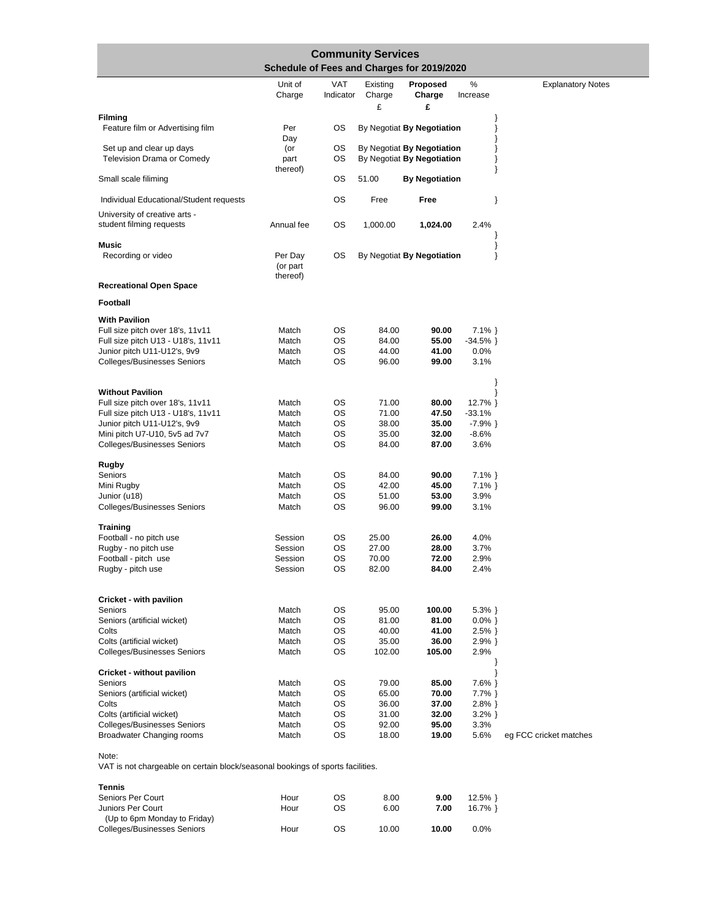## Community Services
### Schedule of Fees and Charges for 2019/2020

| | Unit of Charge | VAT Indicator | Existing Charge £ | **Proposed Charge £** | % Increase | Explanatory Notes |
|---|---|---|---|---|---|---|
| **Filming** | | | | | } | |
| Feature film or Advertising film | Per Day | OS | By Negotiat | **By Negotiation** | } | |
| Set up and clear up days | (or | OS | By Negotiat | **By Negotiation** | } | |
| Television Drama or Comedy | part thereof) | OS | By Negotiat | **By Negotiation** | } | |
| Small scale filiming | | OS | 51.00 | **By Negotiation** | | |
| Individual Educational/Student requests | | OS | Free | **Free** | } | |
| University of creative arts - student filming requests | Annual fee | OS | 1,000.00 | **1,024.00** | 2.4% | |
| **Music** | | | | | } | |
| Recording or video | Per Day (or part thereof) | OS | By Negotiat | **By Negotiation** | } | |
| **Recreational Open Space** | | | | | | |
| **Football** | | | | | | |
| **With Pavilion** | | | | | | |
| Full size pitch over 18's, 11v11 | Match | OS | 84.00 | **90.00** | 7.1% } | |
| Full size pitch U13 - U18's, 11v11 | Match | OS | 84.00 | **55.00** | -34.5% } | |
| Junior pitch U11-U12's, 9v9 | Match | OS | 44.00 | **41.00** | 0.0% | |
| Colleges/Businesses Seniors | Match | OS | 96.00 | **99.00** | 3.1% | |
| **Without Pavilion** | | | | | } | |
| Full size pitch over 18's, 11v11 | Match | OS | 71.00 | **80.00** | 12.7% } | |
| Full size pitch U13 - U18's, 11v11 | Match | OS | 71.00 | **47.50** | -33.1% | |
| Junior pitch U11-U12's, 9v9 | Match | OS | 38.00 | **35.00** | -7.9% } | |
| Mini pitch U7-U10, 5v5 ad 7v7 | Match | OS | 35.00 | **32.00** | -8.6% | |
| Colleges/Businesses Seniors | Match | OS | 84.00 | **87.00** | 3.6% | |
| **Rugby** | | | | | | |
| Seniors | Match | OS | 84.00 | **90.00** | 7.1% } | |
| Mini Rugby | Match | OS | 42.00 | **45.00** | 7.1% } | |
| Junior (u18) | Match | OS | 51.00 | **53.00** | 3.9% | |
| Colleges/Businesses Seniors | Match | OS | 96.00 | **99.00** | 3.1% | |
| **Training** | | | | | | |
| Football - no pitch use | Session | OS | 25.00 | **26.00** | 4.0% | |
| Rugby - no pitch use | Session | OS | 27.00 | **28.00** | 3.7% | |
| Football - pitch use | Session | OS | 70.00 | **72.00** | 2.9% | |
| Rugby - pitch use | Session | OS | 82.00 | **84.00** | 2.4% | |
| **Cricket - with pavilion** | | | | | | |
| Seniors | Match | OS | 95.00 | **100.00** | 5.3% } | |
| Seniors (artificial wicket) | Match | OS | 81.00 | **81.00** | 0.0% } | |
| Colts | Match | OS | 40.00 | **41.00** | 2.5% } | |
| Colts (artificial wicket) | Match | OS | 35.00 | **36.00** | 2.9% } | |
| Colleges/Businesses Seniors | Match | OS | 102.00 | **105.00** | 2.9% | |
| **Cricket - without pavilion** | | | | | } | |
| Seniors | Match | OS | 79.00 | **85.00** | 7.6% } | |
| Seniors (artificial wicket) | Match | OS | 65.00 | **70.00** | 7.7% } | |
| Colts | Match | OS | 36.00 | **37.00** | 2.8% } | |
| Colts (artificial wicket) | Match | OS | 31.00 | **32.00** | 3.2% } | |
| Colleges/Businesses Seniors | Match | OS | 92.00 | **95.00** | 3.3% | |
| Broadwater Changing rooms | Match | OS | 18.00 | **19.00** | 5.6% | eg FCC cricket matches |

Note:
VAT is not chargeable on certain block/seasonal bookings of sports facilities.

| | Unit of Charge | VAT Indicator | Existing Charge £ | **Proposed Charge £** | % Increase | Explanatory Notes |
|---|---|---|---|---|---|---|
| **Tennis** | | | | | | |
| Seniors Per Court | Hour | OS | 8.00 | **9.00** | 12.5% } | |
| Juniors Per Court (Up to 6pm Monday to Friday) | Hour | OS | 6.00 | **7.00** | 16.7% } | |
| Colleges/Businesses Seniors | Hour | OS | 10.00 | **10.00** | 0.0% | |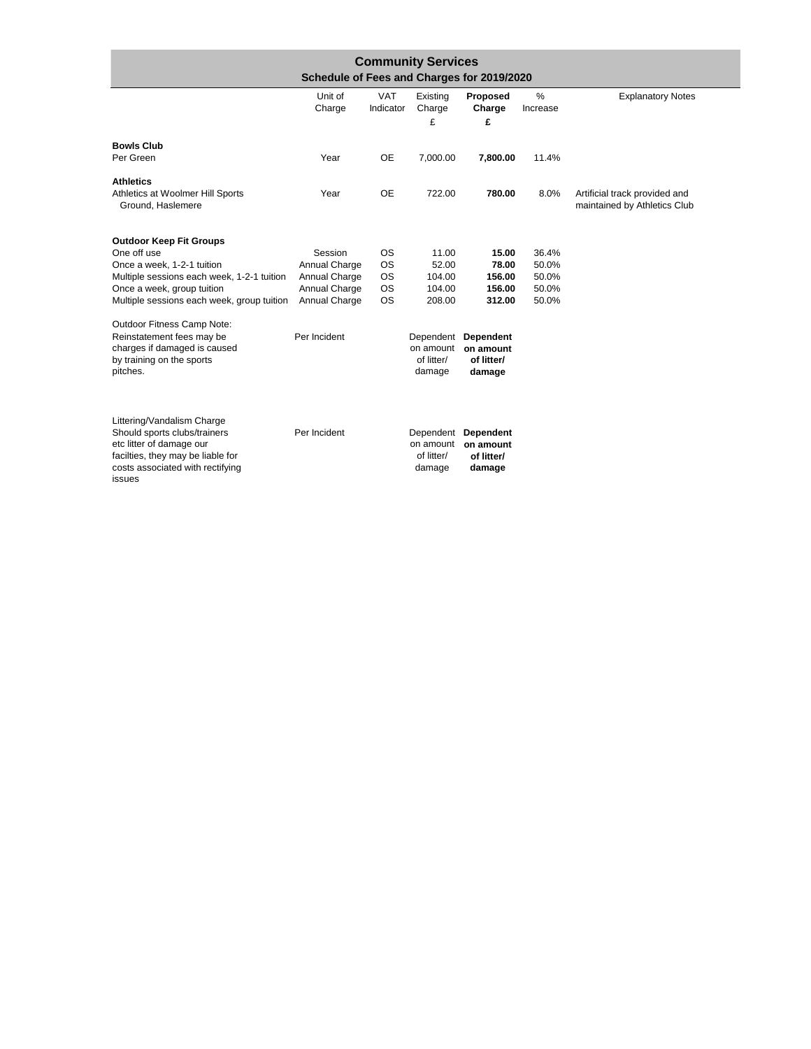## Community Services

### Schedule of Fees and Charges for 2019/2020

| | Unit of Charge | VAT Indicator | Existing Charge £ | **Proposed Charge £** | % Increase | Explanatory Notes |
|---|---|---|---|---|---|---|
| **Bowls Club** | | | | | | |
| Per Green | Year | OE | 7,000.00 | **7,800.00** | 11.4% | |
| **Athletics** | | | | | | |
| Athletics at Woolmer Hill Sports Ground, Haslemere | Year | OE | 722.00 | **780.00** | 8.0% | Artificial track provided and maintained by Athletics Club |
| **Outdoor Keep Fit Groups** | | | | | | |
| One off use | Session | OS | 11.00 | **15.00** | 36.4% | |
| Once a week, 1-2-1 tuition | Annual Charge | OS | 52.00 | **78.00** | 50.0% | |
| Multiple sessions each week, 1-2-1 tuition | Annual Charge | OS | 104.00 | **156.00** | 50.0% | |
| Once a week, group tuition | Annual Charge | OS | 104.00 | **156.00** | 50.0% | |
| Multiple sessions each week, group tuition | Annual Charge | OS | 208.00 | **312.00** | 50.0% | |
| Outdoor Fitness Camp Note: Reinstatement fees may be charges if damaged is caused by training on the sports pitches. | Per Incident | | Dependent on amount of litter/ damage | **Dependent on amount of litter/ damage** | | |
| Littering/Vandalism Charge Should sports clubs/trainers etc litter of damage our facilties, they may be liable for costs associated with rectifying issues | Per Incident | | Dependent on amount of litter/ damage | **Dependent on amount of litter/ damage** | | |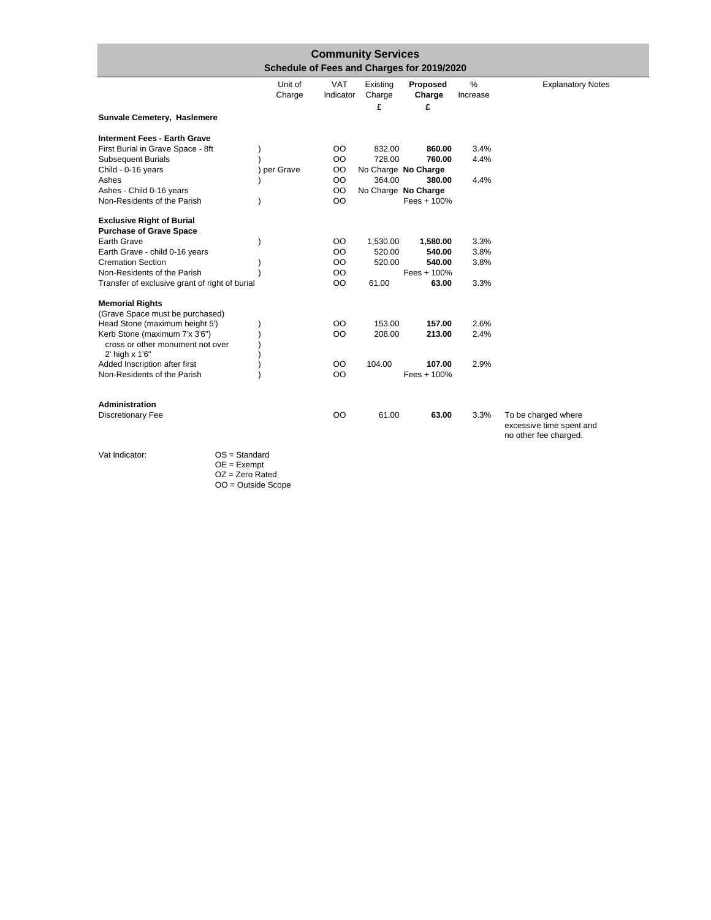# Community Services

## Schedule of Fees and Charges for 2019/2020

| | Unit of Charge | VAT Indicator | Existing Charge £ | **Proposed Charge £** | % Increase | Explanatory Notes |
|---|---|---|---|---|---|---|
| **Sunvale Cemetery, Haslemere** | | | | | | |
| **Interment Fees - Earth Grave** | | | | | | |
| First Burial in Grave Space - 8ft | ) | OO | 832.00 | **860.00** | 3.4% | |
| Subsequent Burials | ) | OO | 728.00 | **760.00** | 4.4% | |
| Child - 0-16 years | ) per Grave | OO | No Charge | **No Charge** | | |
| Ashes | ) | OO | 364.00 | **380.00** | 4.4% | |
| Ashes - Child 0-16 years | | OO | No Charge | **No Charge** | | |
| Non-Residents of the Parish | ) | OO | | Fees + 100% | | |
| **Exclusive Right of Burial** | | | | | | |
| **Purchase of Grave Space** | | | | | | |
| Earth Grave | ) | OO | 1,530.00 | **1,580.00** | 3.3% | |
| Earth Grave - child 0-16 years | | OO | 520.00 | **540.00** | 3.8% | |
| Cremation Section | ) | OO | 520.00 | **540.00** | 3.8% | |
| Non-Residents of the Parish | ) | OO | | Fees + 100% | | |
| Transfer of exclusive grant of right of burial | | OO | 61.00 | **63.00** | 3.3% | |
| **Memorial Rights** | | | | | | |
| (Grave Space must be purchased) | | | | | | |
| Head Stone (maximum height 5') | ) | OO | 153.00 | **157.00** | 2.6% | |
| Kerb Stone (maximum 7'x 3'6") | ) | OO | 208.00 | **213.00** | 2.4% | |
| cross or other monument not over 2' high x 1'6" | ) | | | | | |
| Added Inscription after first | ) | OO | 104.00 | **107.00** | 2.9% | |
| Non-Residents of the Parish | ) | OO | | Fees + 100% | | |
| **Administration** | | | | | | |
| Discretionary Fee | | OO | 61.00 | **63.00** | 3.3% | To be charged where excessive time spent and no other fee charged. |

Vat Indicator:

- OS = Standard
- OE = Exempt
- OZ = Zero Rated
- OO = Outside Scope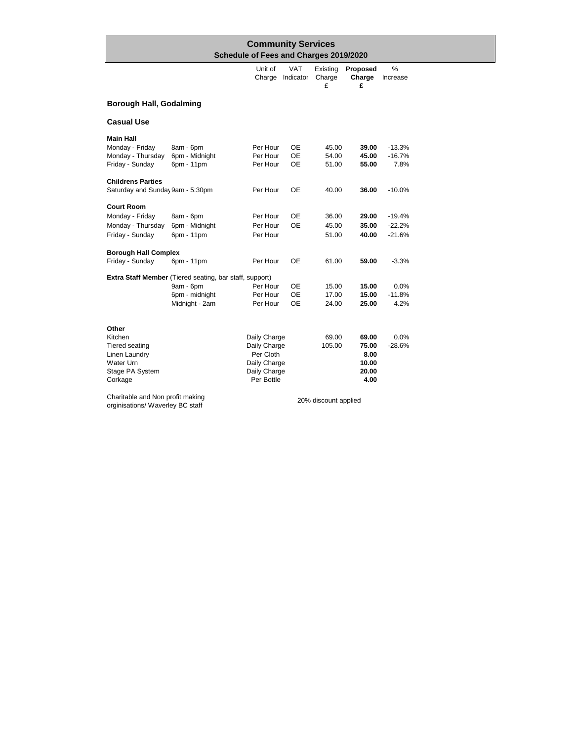# Community Services

## Schedule of Fees and Charges 2019/2020

| | | Unit of Charge | VAT Indicator | Existing Charge £ | **Proposed Charge £** | % Increase |
|---|---|---|---|---|---|---|
| **Borough Hall, Godalming** | | | | | | |
| **Casual Use** | | | | | | |
| **Main Hall** | | | | | | |
| Monday - Friday | 8am - 6pm | Per Hour | OE | 45.00 | **39.00** | -13.3% |
| Monday - Thursday | 6pm - Midnight | Per Hour | OE | 54.00 | **45.00** | -16.7% |
| Friday - Sunday | 6pm - 11pm | Per Hour | OE | 51.00 | **55.00** | 7.8% |
| **Childrens Parties** | | | | | | |
| Saturday and Sunday | 9am - 5:30pm | Per Hour | OE | 40.00 | **36.00** | -10.0% |
| **Court Room** | | | | | | |
| Monday - Friday | 8am - 6pm | Per Hour | OE | 36.00 | **29.00** | -19.4% |
| Monday - Thursday | 6pm - Midnight | Per Hour | OE | 45.00 | **35.00** | -22.2% |
| Friday - Sunday | 6pm - 11pm | Per Hour | | 51.00 | **40.00** | -21.6% |
| **Borough Hall Complex** | | | | | | |
| Friday - Sunday | 6pm - 11pm | Per Hour | OE | 61.00 | **59.00** | -3.3% |
| **Extra Staff Member** (Tiered seating, bar staff, support) | | | | | | |
| | 9am - 6pm | Per Hour | OE | 15.00 | **15.00** | 0.0% |
| | 6pm - midnight | Per Hour | OE | 17.00 | **15.00** | -11.8% |
| | Midnight - 2am | Per Hour | OE | 24.00 | **25.00** | 4.2% |
| **Other** | | | | | | |
| Kitchen | | Daily Charge | | 69.00 | **69.00** | 0.0% |
| Tiered seating | | Daily Charge | | 105.00 | **75.00** | -28.6% |
| Linen Laundry | | Per Cloth | | | **8.00** | |
| Water Urn | | Daily Charge | | | **10.00** | |
| Stage PA System | | Daily Charge | | | **20.00** | |
| Corkage | | Per Bottle | | | **4.00** | |

Charitable and Non profit making orginisations/ Waverley BC staff — 20% discount applied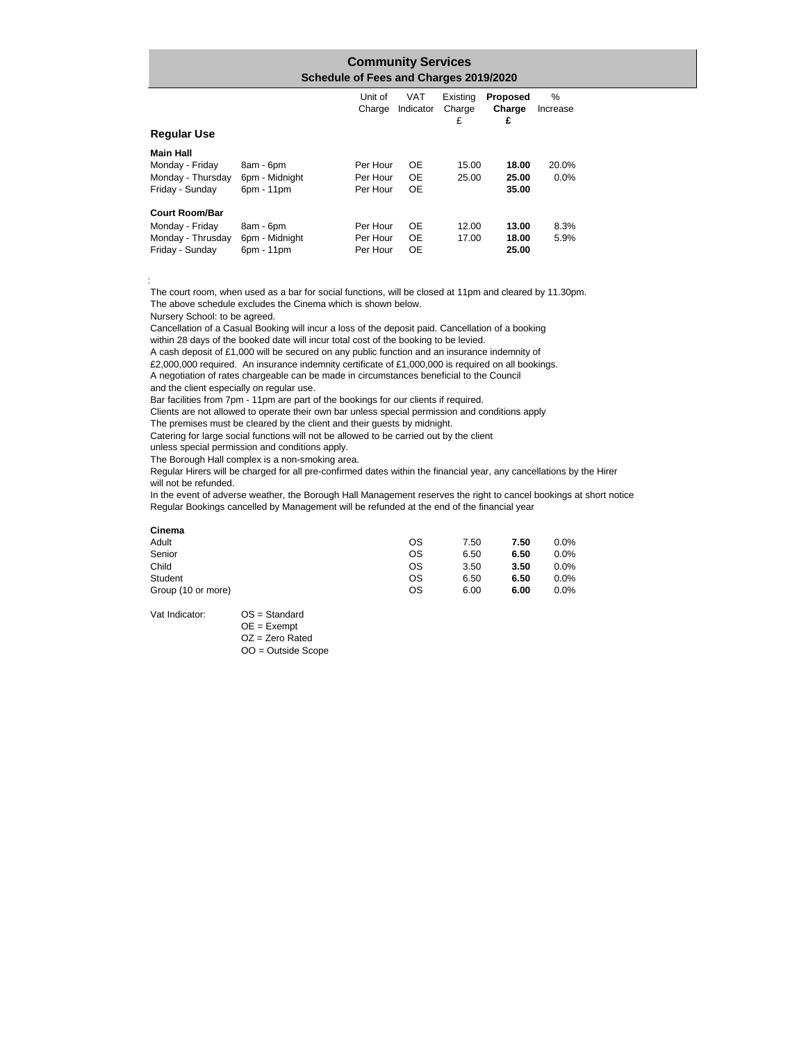# Community Services

## Schedule of Fees and Charges 2019/2020

| | | Unit of Charge | VAT Indicator | Existing Charge £ | **Proposed Charge £** | % Increase |
|---|---|---|---|---|---|---|
| **Regular Use** | | | | | | |
| **Main Hall** | | | | | | |
| Monday - Friday | 8am - 6pm | Per Hour | OE | 15.00 | **18.00** | 20.0% |
| Monday - Thursday | 6pm - Midnight | Per Hour | OE | 25.00 | **25.00** | 0.0% |
| Friday - Sunday | 6pm - 11pm | Per Hour | OE | | **35.00** | |
| **Court Room/Bar** | | | | | | |
| Monday - Friday | 8am - 6pm | Per Hour | OE | 12.00 | **13.00** | 8.3% |
| Monday - Thrusday | 6pm - Midnight | Per Hour | OE | 17.00 | **18.00** | 5.9% |
| Friday - Sunday | 6pm - 11pm | Per Hour | OE | | **25.00** | |

The court room, when used as a bar for social functions, will be closed at 11pm and cleared by 11.30pm.
The above schedule excludes the Cinema which is shown below.
Nursery School: to be agreed.
Cancellation of a Casual Booking will incur a loss of the deposit paid. Cancellation of a booking within 28 days of the booked date will incur total cost of the booking to be levied.
A cash deposit of £1,000 will be secured on any public function and an insurance indemnity of £2,000,000 required. An insurance indemnity certificate of £1,000,000 is required on all bookings.
A negotiation of rates chargeable can be made in circumstances beneficial to the Council and the client especially on regular use.
Bar facilities from 7pm - 11pm are part of the bookings for our clients if required.
Clients are not allowed to operate their own bar unless special permission and conditions apply
The premises must be cleared by the client and their guests by midnight.
Catering for large social functions will not be allowed to be carried out by the client unless special permission and conditions apply.
The Borough Hall complex is a non-smoking area.
Regular Hirers will be charged for all pre-confirmed dates within the financial year, any cancellations by the Hirer will not be refunded.
In the event of adverse weather, the Borough Hall Management reserves the right to cancel bookings at short notice
Regular Bookings cancelled by Management will be refunded at the end of the financial year

| **Cinema** | VAT Indicator | Existing Charge £ | **Proposed Charge £** | % Increase |
|---|---|---|---|---|
| Adult | OS | 7.50 | **7.50** | 0.0% |
| Senior | OS | 6.50 | **6.50** | 0.0% |
| Child | OS | 3.50 | **3.50** | 0.0% |
| Student | OS | 6.50 | **6.50** | 0.0% |
| Group (10 or more) | OS | 6.00 | **6.00** | 0.0% |

Vat Indicator:
- OS = Standard
- OE = Exempt
- OZ = Zero Rated
- OO = Outside Scope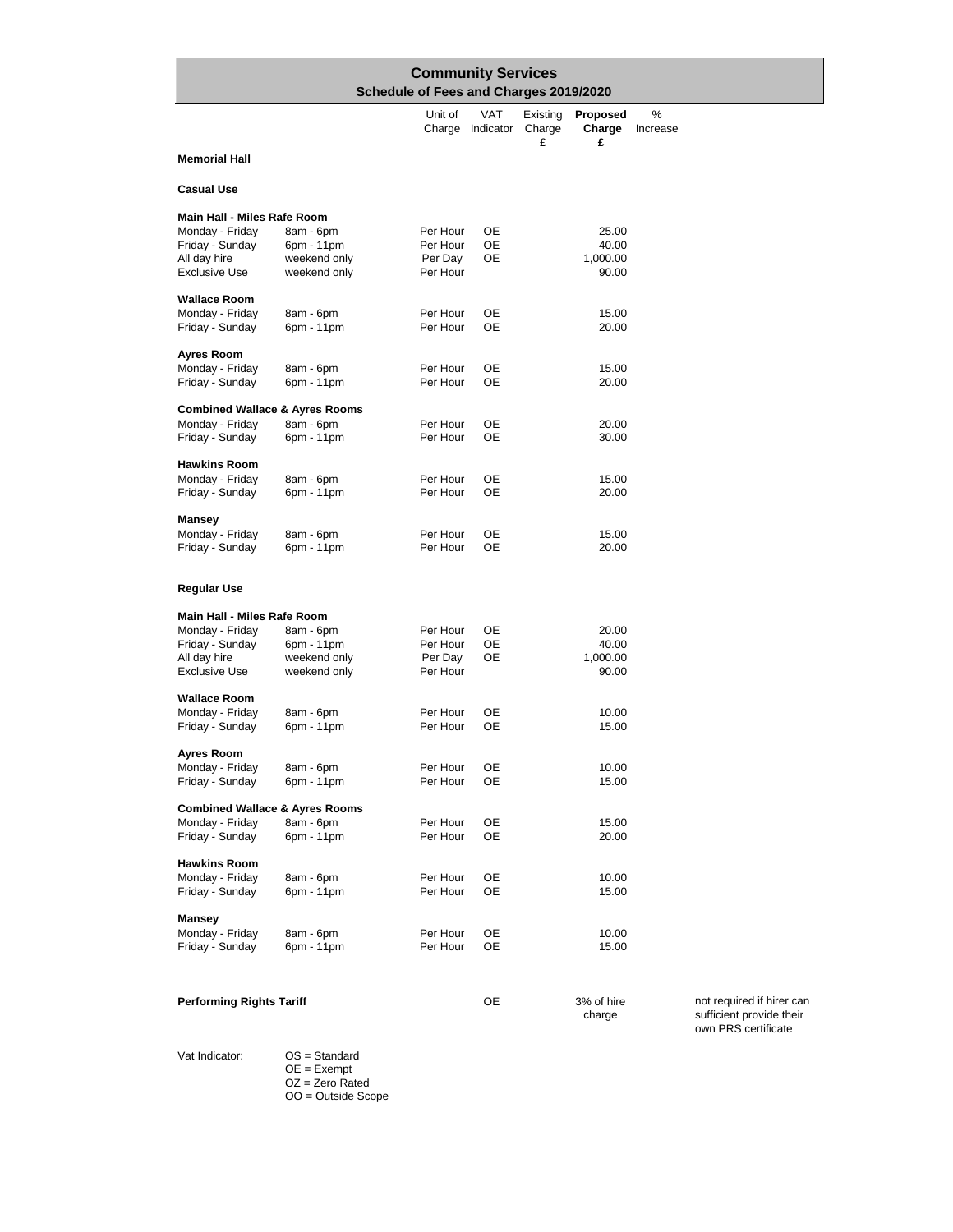# Community Services
## Schedule of Fees and Charges 2019/2020

| | | Unit of Charge | VAT Indicator | Existing Charge £ | Proposed Charge £ | % Increase | |
|---|---|---|---|---|---|---|---|
| **Memorial Hall** | | | | | | | |
| **Casual Use** | | | | | | | |
| **Main Hall - Miles Rafe Room** | | | | | | | |
| Monday - Friday | 8am - 6pm | Per Hour | OE | | 25.00 | | |
| Friday - Sunday | 6pm - 11pm | Per Hour | OE | | 40.00 | | |
| All day hire | weekend only | Per Day | OE | | 1,000.00 | | |
| Exclusive Use | weekend only | Per Hour | | | 90.00 | | |
| **Wallace Room** | | | | | | | |
| Monday - Friday | 8am - 6pm | Per Hour | OE | | 15.00 | | |
| Friday - Sunday | 6pm - 11pm | Per Hour | OE | | 20.00 | | |
| **Ayres Room** | | | | | | | |
| Monday - Friday | 8am - 6pm | Per Hour | OE | | 15.00 | | |
| Friday - Sunday | 6pm - 11pm | Per Hour | OE | | 20.00 | | |
| **Combined Wallace & Ayres Rooms** | | | | | | | |
| Monday - Friday | 8am - 6pm | Per Hour | OE | | 20.00 | | |
| Friday - Sunday | 6pm - 11pm | Per Hour | OE | | 30.00 | | |
| **Hawkins Room** | | | | | | | |
| Monday - Friday | 8am - 6pm | Per Hour | OE | | 15.00 | | |
| Friday - Sunday | 6pm - 11pm | Per Hour | OE | | 20.00 | | |
| **Mansey** | | | | | | | |
| Monday - Friday | 8am - 6pm | Per Hour | OE | | 15.00 | | |
| Friday - Sunday | 6pm - 11pm | Per Hour | OE | | 20.00 | | |
| **Regular Use** | | | | | | | |
| **Main Hall - Miles Rafe Room** | | | | | | | |
| Monday - Friday | 8am - 6pm | Per Hour | OE | | 20.00 | | |
| Friday - Sunday | 6pm - 11pm | Per Hour | OE | | 40.00 | | |
| All day hire | weekend only | Per Day | OE | | 1,000.00 | | |
| Exclusive Use | weekend only | Per Hour | | | 90.00 | | |
| **Wallace Room** | | | | | | | |
| Monday - Friday | 8am - 6pm | Per Hour | OE | | 10.00 | | |
| Friday - Sunday | 6pm - 11pm | Per Hour | OE | | 15.00 | | |
| **Ayres Room** | | | | | | | |
| Monday - Friday | 8am - 6pm | Per Hour | OE | | 10.00 | | |
| Friday - Sunday | 6pm - 11pm | Per Hour | OE | | 15.00 | | |
| **Combined Wallace & Ayres Rooms** | | | | | | | |
| Monday - Friday | 8am - 6pm | Per Hour | OE | | 15.00 | | |
| Friday - Sunday | 6pm - 11pm | Per Hour | OE | | 20.00 | | |
| **Hawkins Room** | | | | | | | |
| Monday - Friday | 8am - 6pm | Per Hour | OE | | 10.00 | | |
| Friday - Sunday | 6pm - 11pm | Per Hour | OE | | 15.00 | | |
| **Mansey** | | | | | | | |
| Monday - Friday | 8am - 6pm | Per Hour | OE | | 10.00 | | |
| Friday - Sunday | 6pm - 11pm | Per Hour | OE | | 15.00 | | |
| **Performing Rights Tariff** | | | OE | | 3% of hire charge | | not required if hirer can sufficient provide their own PRS certificate |

Vat Indicator:
- OS = Standard
- OE = Exempt
- OZ = Zero Rated
- OO = Outside Scope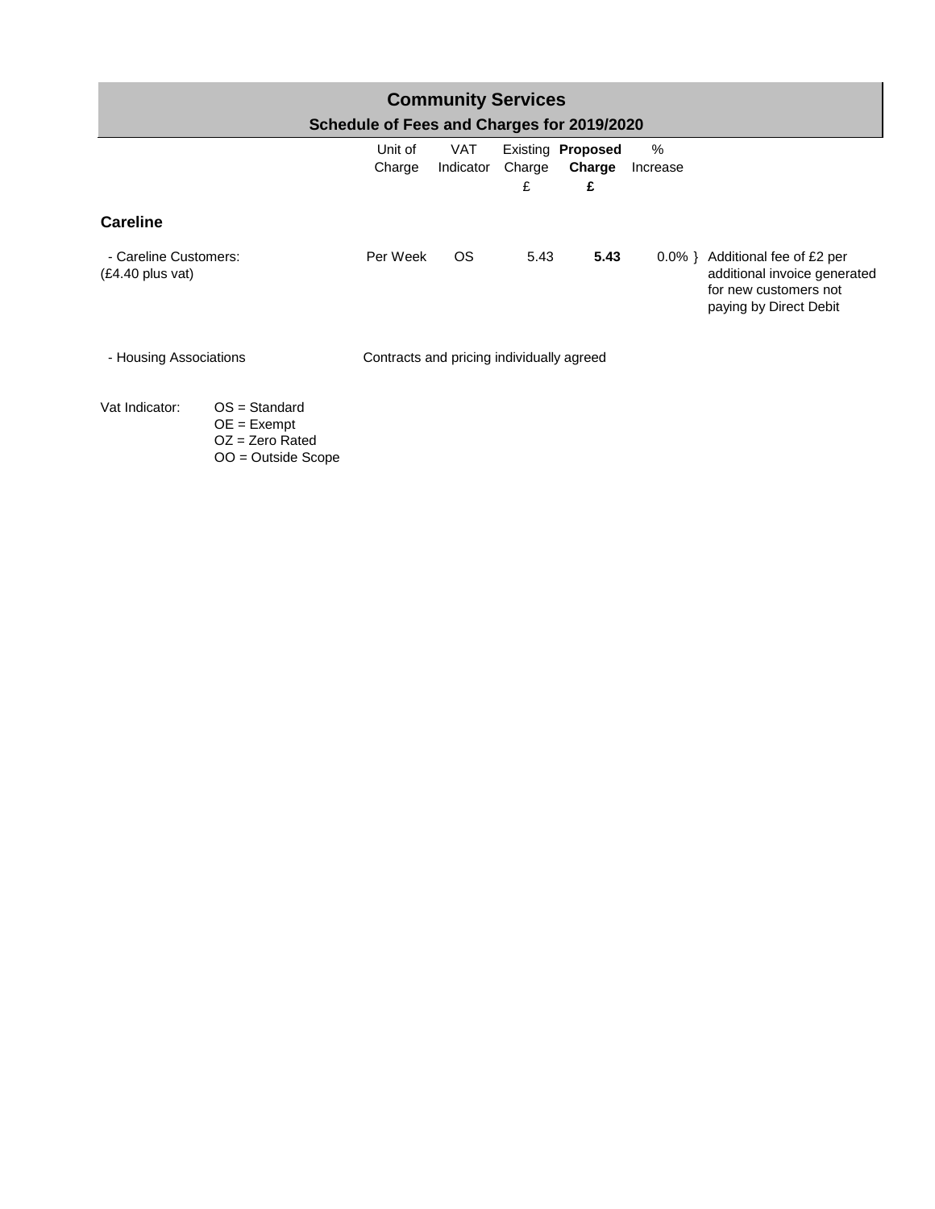# Community Services

## Schedule of Fees and Charges for 2019/2020

| | Unit of Charge | VAT Indicator | Existing Charge £ | **Proposed Charge £** | % Increase | |
|---|---|---|---|---|---|---|
| **Careline** | | | | | | |
| - Careline Customers: (£4.40 plus vat) | Per Week | OS | 5.43 | **5.43** | 0.0% } | Additional fee of £2 per additional invoice generated for new customers not paying by Direct Debit |
| - Housing Associations | Contracts and pricing individually agreed | | | | | |

Vat Indicator:
- OS = Standard
- OE = Exempt
- OZ = Zero Rated
- OO = Outside Scope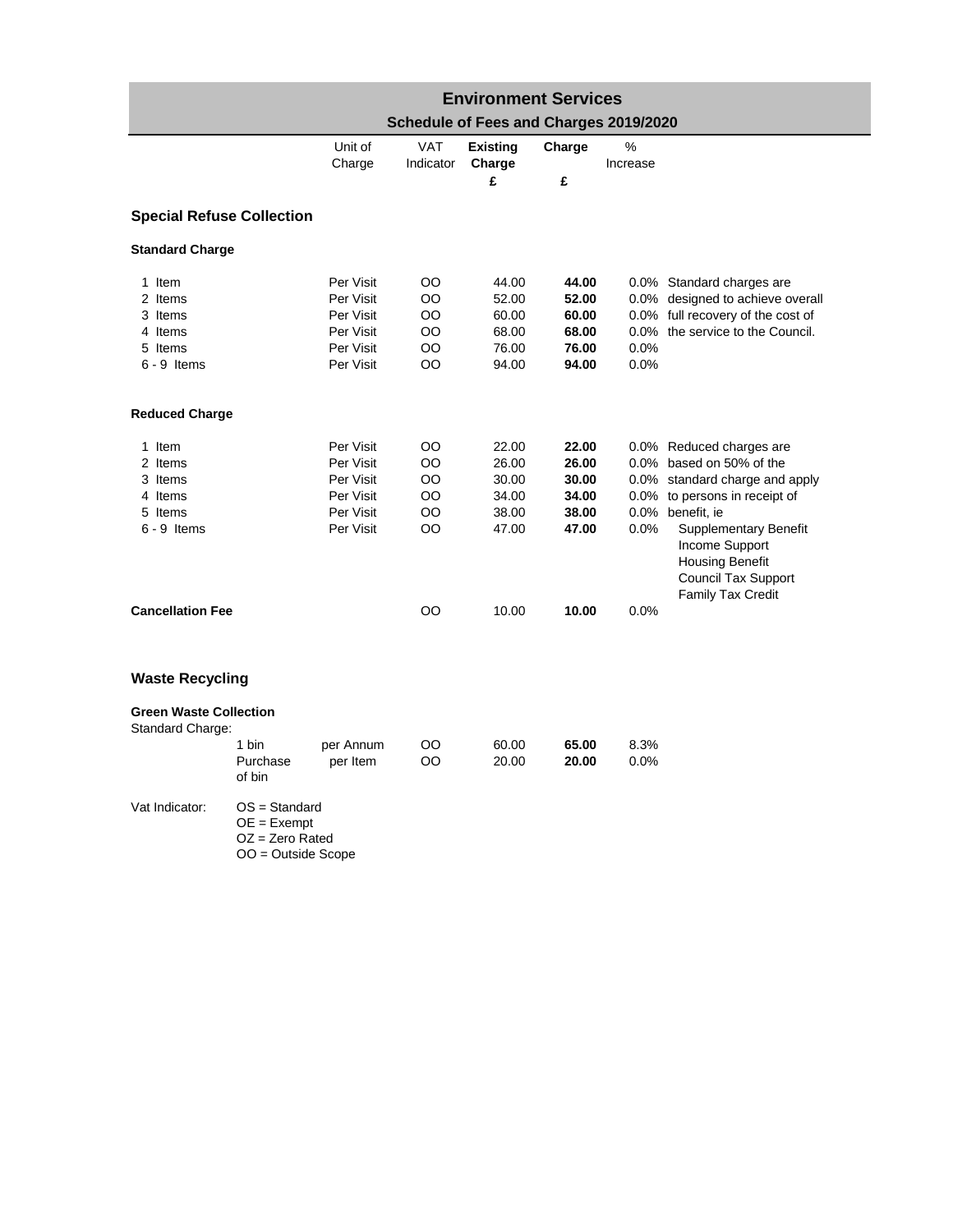# Environment Services

## Schedule of Fees and Charges 2019/2020

| | Unit of Charge | VAT Indicator | Existing Charge £ | Charge £ | % Increase | |
|---|---|---|---|---|---|---|
| **Special Refuse Collection** | | | | | | |
| **Standard Charge** | | | | | | |
| 1 Item | Per Visit | OO | 44.00 | **44.00** | 0.0% | Standard charges are |
| 2 Items | Per Visit | OO | 52.00 | **52.00** | 0.0% | designed to achieve overall |
| 3 Items | Per Visit | OO | 60.00 | **60.00** | 0.0% | full recovery of the cost of |
| 4 Items | Per Visit | OO | 68.00 | **68.00** | 0.0% | the service to the Council. |
| 5 Items | Per Visit | OO | 76.00 | **76.00** | 0.0% | |
| 6 - 9 Items | Per Visit | OO | 94.00 | **94.00** | 0.0% | |
| **Reduced Charge** | | | | | | |
| 1 Item | Per Visit | OO | 22.00 | **22.00** | 0.0% | Reduced charges are |
| 2 Items | Per Visit | OO | 26.00 | **26.00** | 0.0% | based on 50% of the |
| 3 Items | Per Visit | OO | 30.00 | **30.00** | 0.0% | standard charge and apply |
| 4 Items | Per Visit | OO | 34.00 | **34.00** | 0.0% | to persons in receipt of |
| 5 Items | Per Visit | OO | 38.00 | **38.00** | 0.0% | benefit, ie |
| 6 - 9 Items | Per Visit | OO | 47.00 | **47.00** | 0.0% | Supplementary Benefit<br>Income Support<br>Housing Benefit<br>Council Tax Support<br>Family Tax Credit |
| **Cancellation Fee** | | OO | 10.00 | **10.00** | 0.0% | |
| **Waste Recycling** | | | | | | |
| **Green Waste Collection** | | | | | | |
| Standard Charge: | | | | | | |
| 1 bin | per Annum | OO | 60.00 | **65.00** | 8.3% | |
| Purchase of bin | per Item | OO | 20.00 | **20.00** | 0.0% | |

Vat Indicator:
- OS = Standard
- OE = Exempt
- OZ = Zero Rated
- OO = Outside Scope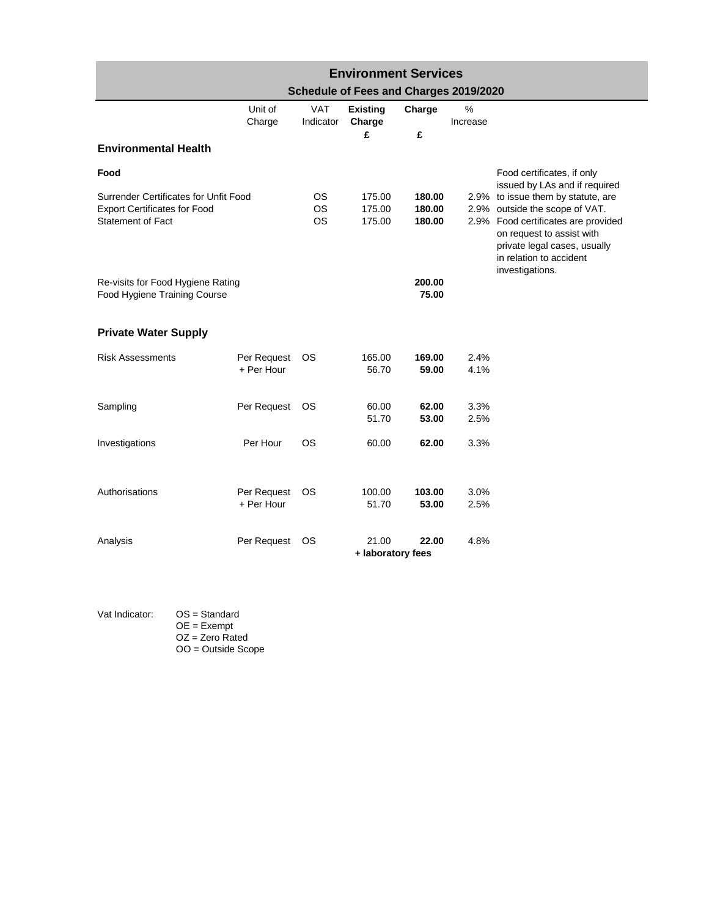# Environment Services

## Schedule of Fees and Charges 2019/2020

| | Unit of Charge | VAT Indicator | **Existing Charge** £ | **Charge** £ | % Increase | |
|---|---|---|---|---|---|---|
| **Environmental Health** | | | | | | |
| **Food** | | | | | | Food certificates, if only issued by LAs and if required to issue them by statute, are outside the scope of VAT. Food certificates are provided on request to assist with private legal cases, usually in relation to accident investigations. |
| Surrender Certificates for Unfit Food | | OS | 175.00 | **180.00** | 2.9% | |
| Export Certificates for Food | | OS | 175.00 | **180.00** | 2.9% | |
| Statement of Fact | | OS | 175.00 | **180.00** | 2.9% | |
| Re-visits for Food Hygiene Rating | | | | **200.00** | | |
| Food Hygiene Training Course | | | | **75.00** | | |
| **Private Water Supply** | | | | | | |
| Risk Assessments | Per Request | OS | 165.00 | **169.00** | 2.4% | |
| | + Per Hour | | 56.70 | **59.00** | 4.1% | |
| Sampling | Per Request | OS | 60.00 | **62.00** | 3.3% | |
| | | | 51.70 | **53.00** | 2.5% | |
| Investigations | Per Hour | OS | 60.00 | **62.00** | 3.3% | |
| Authorisations | Per Request | OS | 100.00 | **103.00** | 3.0% | |
| | + Per Hour | | 51.70 | **53.00** | 2.5% | |
| Analysis | Per Request | OS | 21.00 | **22.00** | 4.8% | |
| | | | **+ laboratory fees** | | | |

Vat Indicator:
- OS = Standard
- OE = Exempt
- OZ = Zero Rated
- OO = Outside Scope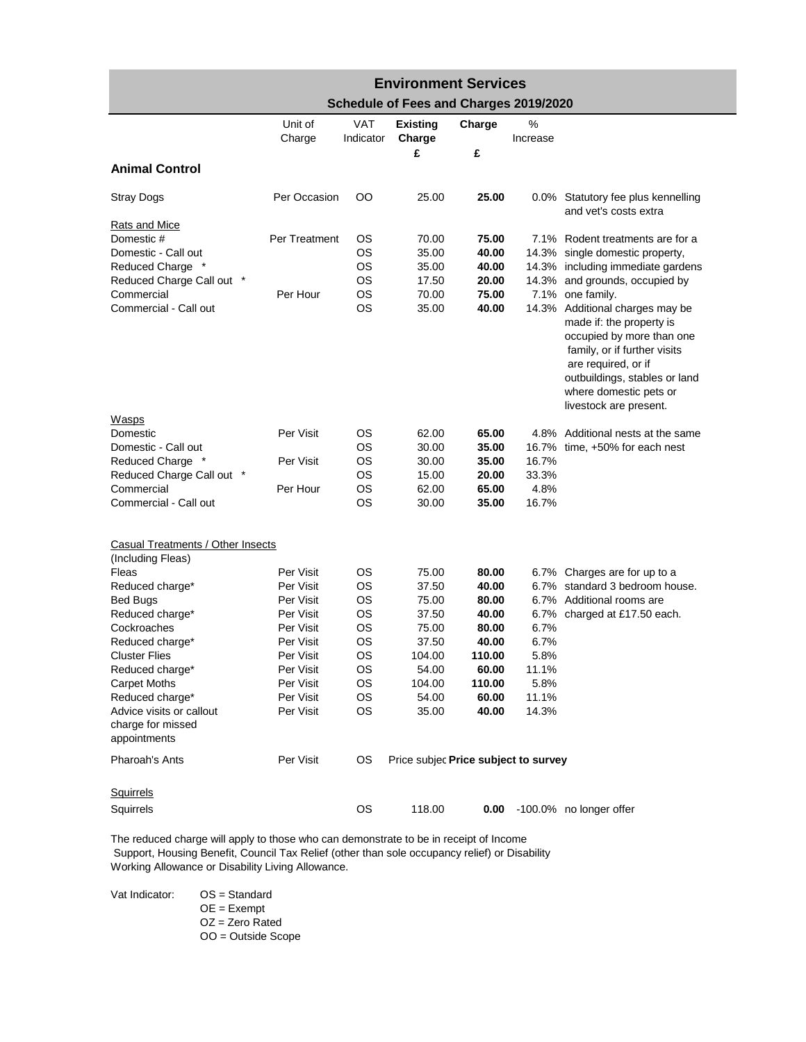# Environment Services

## Schedule of Fees and Charges 2019/2020

| | Unit of Charge | VAT Indicator | Existing Charge £ | Charge £ | % Increase | |
|---|---|---|---|---|---|---|
| **Animal Control** | | | | | | |
| Stray Dogs | Per Occasion | OO | 25.00 | **25.00** | 0.0% | Statutory fee plus kennelling and vet's costs extra |
| Rats and Mice | | | | | | |
| Domestic # | Per Treatment | OS | 70.00 | **75.00** | 7.1% | Rodent treatments are for a |
| Domestic - Call out | | OS | 35.00 | **40.00** | 14.3% | single domestic property, |
| Reduced Charge * | | OS | 35.00 | **40.00** | 14.3% | including immediate gardens |
| Reduced Charge Call out * | | OS | 17.50 | **20.00** | 14.3% | and grounds, occupied by |
| Commercial | Per Hour | OS | 70.00 | **75.00** | 7.1% | one family. |
| Commercial - Call out | | OS | 35.00 | **40.00** | 14.3% | Additional charges may be made if: the property is occupied by more than one family, or if further visits are required, or if outbuildings, stables or land where domestic pets or livestock are present. |
| Wasps | | | | | | |
| Domestic | Per Visit | OS | 62.00 | **65.00** | 4.8% | Additional nests at the same |
| Domestic - Call out | | OS | 30.00 | **35.00** | 16.7% | time, +50% for each nest |
| Reduced Charge * | Per Visit | OS | 30.00 | **35.00** | 16.7% | |
| Reduced Charge Call out * | | OS | 15.00 | **20.00** | 33.3% | |
| Commercial | Per Hour | OS | 62.00 | **65.00** | 4.8% | |
| Commercial - Call out | | OS | 30.00 | **35.00** | 16.7% | |
| Casual Treatments / Other Insects (Including Fleas) | | | | | | |
| Fleas | Per Visit | OS | 75.00 | **80.00** | 6.7% | Charges are for up to a |
| Reduced charge* | Per Visit | OS | 37.50 | **40.00** | 6.7% | standard 3 bedroom house. |
| Bed Bugs | Per Visit | OS | 75.00 | **80.00** | 6.7% | Additional rooms are |
| Reduced charge* | Per Visit | OS | 37.50 | **40.00** | 6.7% | charged at £17.50 each. |
| Cockroaches | Per Visit | OS | 75.00 | **80.00** | 6.7% | |
| Reduced charge* | Per Visit | OS | 37.50 | **40.00** | 6.7% | |
| Cluster Flies | Per Visit | OS | 104.00 | **110.00** | 5.8% | |
| Reduced charge* | Per Visit | OS | 54.00 | **60.00** | 11.1% | |
| Carpet Moths | Per Visit | OS | 104.00 | **110.00** | 5.8% | |
| Reduced charge* | Per Visit | OS | 54.00 | **60.00** | 11.1% | |
| Advice visits or callout charge for missed appointments | Per Visit | OS | 35.00 | **40.00** | 14.3% | |
| Pharoah's Ants | Per Visit | OS | Price subjec | **Price subject to survey** | | |
| Squirrels | | | | | | |
| Squirrels | | OS | 118.00 | **0.00** | -100.0% | no longer offer |

The reduced charge will apply to those who can demonstrate to be in receipt of Income Support, Housing Benefit, Council Tax Relief (other than sole occupancy relief) or Disability Working Allowance or Disability Living Allowance.

Vat Indicator:
- OS = Standard
- OE = Exempt
- OZ = Zero Rated
- OO = Outside Scope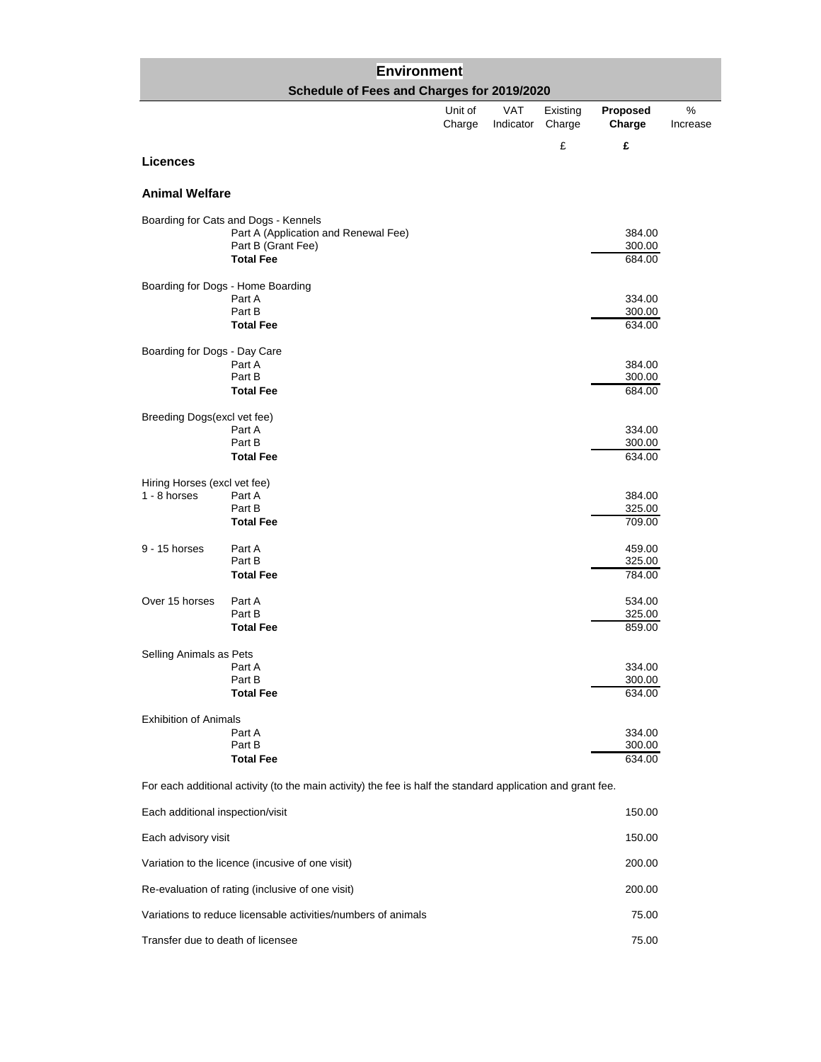# Environment

## Schedule of Fees and Charges for 2019/2020

| | | Unit of Charge | VAT Indicator | Existing Charge | **Proposed Charge** | % Increase |
|---|---|---|---|---|---|---|
| | | | | £ | **£** | |
| **Licences** | | | | | | |
| **Animal Welfare** | | | | | | |
| Boarding for Cats and Dogs - Kennels | | | | | | |
| | Part A (Application and Renewal Fee) | | | | 384.00 | |
| | Part B (Grant Fee) | | | | 300.00 | |
| | **Total Fee** | | | | 684.00 | |
| Boarding for Dogs - Home Boarding | | | | | | |
| | Part A | | | | 334.00 | |
| | Part B | | | | 300.00 | |
| | **Total Fee** | | | | 634.00 | |
| Boarding for Dogs - Day Care | | | | | | |
| | Part A | | | | 384.00 | |
| | Part B | | | | 300.00 | |
| | **Total Fee** | | | | 684.00 | |
| Breeding Dogs(excl vet fee) | | | | | | |
| | Part A | | | | 334.00 | |
| | Part B | | | | 300.00 | |
| | **Total Fee** | | | | 634.00 | |
| Hiring Horses (excl vet fee) | | | | | | |
| 1 - 8 horses | Part A | | | | 384.00 | |
| | Part B | | | | 325.00 | |
| | **Total Fee** | | | | 709.00 | |
| 9 - 15 horses | Part A | | | | 459.00 | |
| | Part B | | | | 325.00 | |
| | **Total Fee** | | | | 784.00 | |
| Over 15 horses | Part A | | | | 534.00 | |
| | Part B | | | | 325.00 | |
| | **Total Fee** | | | | 859.00 | |
| Selling Animals as Pets | | | | | | |
| | Part A | | | | 334.00 | |
| | Part B | | | | 300.00 | |
| | **Total Fee** | | | | 634.00 | |
| Exhibition of Animals | | | | | | |
| | Part A | | | | 334.00 | |
| | Part B | | | | 300.00 | |
| | **Total Fee** | | | | 634.00 | |
| For each additional activity (to the main activity) the fee is half the standard application and grant fee. | | | | | | |
| Each additional inspection/visit | | | | | 150.00 | |
| Each advisory visit | | | | | 150.00 | |
| Variation to the licence (incusive of one visit) | | | | | 200.00 | |
| Re-evaluation of rating (inclusive of one visit) | | | | | 200.00 | |
| Variations to reduce licensable activities/numbers of animals | | | | | 75.00 | |
| Transfer due to death of licensee | | | | | 75.00 | |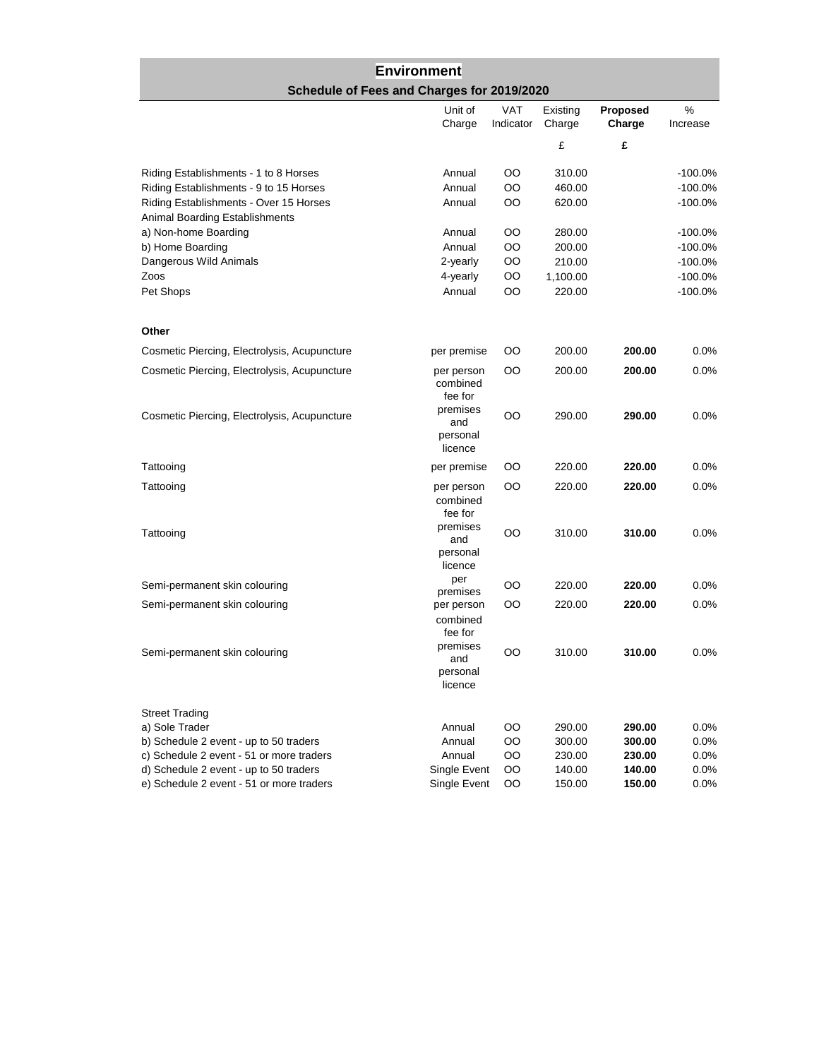## Environment

### Schedule of Fees and Charges for 2019/2020

| | Unit of Charge | VAT Indicator | Existing Charge | **Proposed Charge** | % Increase |
|---|---|---|---|---|---|
| | | | £ | **£** | |
| Riding Establishments - 1 to 8 Horses | Annual | OO | 310.00 | | -100.0% |
| Riding Establishments - 9 to 15 Horses | Annual | OO | 460.00 | | -100.0% |
| Riding Establishments - Over 15 Horses | Annual | OO | 620.00 | | -100.0% |
| Animal Boarding Establishments | | | | | |
| a) Non-home Boarding | Annual | OO | 280.00 | | -100.0% |
| b) Home Boarding | Annual | OO | 200.00 | | -100.0% |
| Dangerous Wild Animals | 2-yearly | OO | 210.00 | | -100.0% |
| Zoos | 4-yearly | OO | 1,100.00 | | -100.0% |
| Pet Shops | Annual | OO | 220.00 | | -100.0% |
| **Other** | | | | | |
| Cosmetic Piercing, Electrolysis, Acupuncture | per premise | OO | 200.00 | **200.00** | 0.0% |
| Cosmetic Piercing, Electrolysis, Acupuncture | per person | OO | 200.00 | **200.00** | 0.0% |
| Cosmetic Piercing, Electrolysis, Acupuncture | combined fee for premises and personal licence | OO | 290.00 | **290.00** | 0.0% |
| Tattooing | per premise | OO | 220.00 | **220.00** | 0.0% |
| Tattooing | per person | OO | 220.00 | **220.00** | 0.0% |
| Tattooing | combined fee for premises and personal licence | OO | 310.00 | **310.00** | 0.0% |
| Semi-permanent skin colouring | per premises | OO | 220.00 | **220.00** | 0.0% |
| Semi-permanent skin colouring | per person | OO | 220.00 | **220.00** | 0.0% |
| Semi-permanent skin colouring | combined fee for premises and personal licence | OO | 310.00 | **310.00** | 0.0% |
| Street Trading | | | | | |
| a) Sole Trader | Annual | OO | 290.00 | **290.00** | 0.0% |
| b) Schedule 2 event - up to 50 traders | Annual | OO | 300.00 | **300.00** | 0.0% |
| c) Schedule 2 event - 51 or more traders | Annual | OO | 230.00 | **230.00** | 0.0% |
| d) Schedule 2 event - up to 50 traders | Single Event | OO | 140.00 | **140.00** | 0.0% |
| e) Schedule 2 event - 51 or more traders | Single Event | OO | 150.00 | **150.00** | 0.0% |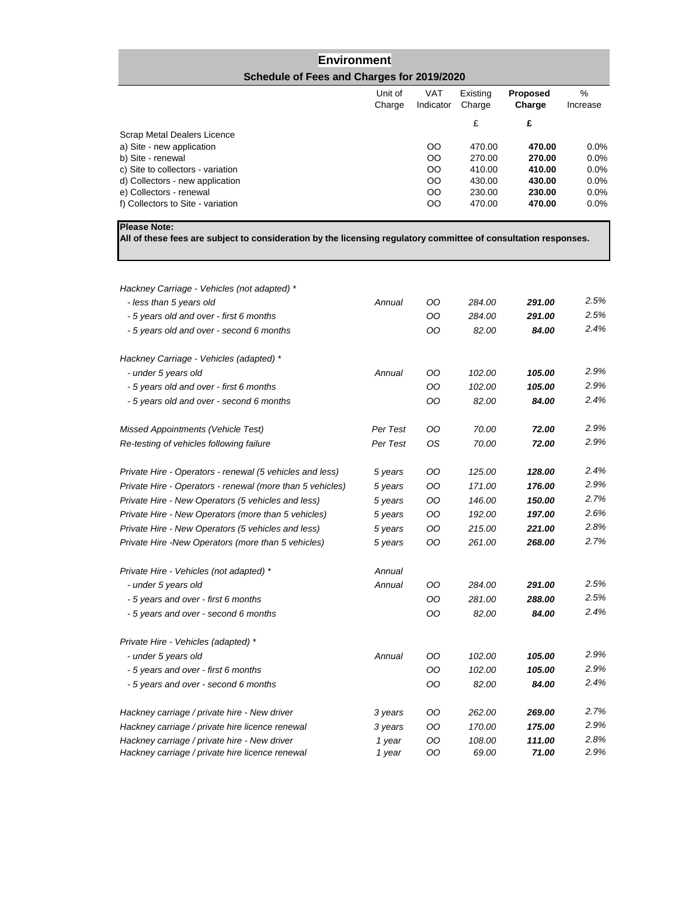# Environment

## Schedule of Fees and Charges for 2019/2020

| | Unit of Charge | VAT Indicator | Existing Charge | **Proposed Charge** | % Increase |
|---|---|---|---|---|---|
| | | | £ | **£** | |
| Scrap Metal Dealers Licence | | | | | |
| a) Site - new application | | OO | 470.00 | **470.00** | 0.0% |
| b) Site - renewal | | OO | 270.00 | **270.00** | 0.0% |
| c) Site to collectors - variation | | OO | 410.00 | **410.00** | 0.0% |
| d) Collectors - new application | | OO | 430.00 | **430.00** | 0.0% |
| e) Collectors - renewal | | OO | 230.00 | **230.00** | 0.0% |
| f) Collectors to Site - variation | | OO | 470.00 | **470.00** | 0.0% |

**Please Note:**
**All of these fees are subject to consideration by the licensing regulatory committee of consultation responses.**

| | Unit of Charge | VAT Indicator | Existing Charge | Proposed Charge | % Increase |
|---|---|---|---|---|---|
| *Hackney Carriage - Vehicles (not adapted) \** | | | | | |
| *- less than 5 years old* | *Annual* | *OO* | *284.00* | ***291.00*** | *2.5%* |
| *- 5 years old and over - first 6 months* | | *OO* | *284.00* | ***291.00*** | *2.5%* |
| *- 5 years old and over - second 6 months* | | *OO* | *82.00* | ***84.00*** | *2.4%* |
| *Hackney Carriage - Vehicles (adapted) \** | | | | | |
| *- under 5 years old* | *Annual* | *OO* | *102.00* | ***105.00*** | *2.9%* |
| *- 5 years old and over - first 6 months* | | *OO* | *102.00* | ***105.00*** | *2.9%* |
| *- 5 years old and over - second 6 months* | | *OO* | *82.00* | ***84.00*** | *2.4%* |
| *Missed Appointments (Vehicle Test)* | *Per Test* | *OO* | *70.00* | ***72.00*** | *2.9%* |
| *Re-testing of vehicles following failure* | *Per Test* | *OS* | *70.00* | ***72.00*** | *2.9%* |
| *Private Hire - Operators - renewal (5 vehicles and less)* | *5 years* | *OO* | *125.00* | ***128.00*** | *2.4%* |
| *Private Hire - Operators - renewal (more than 5 vehicles)* | *5 years* | *OO* | *171.00* | ***176.00*** | *2.9%* |
| *Private Hire - New Operators (5 vehicles and less)* | *5 years* | *OO* | *146.00* | ***150.00*** | *2.7%* |
| *Private Hire - New Operators (more than 5 vehicles)* | *5 years* | *OO* | *192.00* | ***197.00*** | *2.6%* |
| *Private Hire - New Operators (5 vehicles and less)* | *5 years* | *OO* | *215.00* | ***221.00*** | *2.8%* |
| *Private Hire -New Operators (more than 5 vehicles)* | *5 years* | *OO* | *261.00* | ***268.00*** | *2.7%* |
| *Private Hire - Vehicles (not adapted) \** | *Annual* | | | | |
| *- under 5 years old* | *Annual* | *OO* | *284.00* | ***291.00*** | *2.5%* |
| *- 5 years and over - first 6 months* | | *OO* | *281.00* | ***288.00*** | *2.5%* |
| *- 5 years and over - second 6 months* | | *OO* | *82.00* | ***84.00*** | *2.4%* |
| *Private Hire - Vehicles (adapted) \** | | | | | |
| *- under 5 years old* | *Annual* | *OO* | *102.00* | ***105.00*** | *2.9%* |
| *- 5 years and over - first 6 months* | | *OO* | *102.00* | ***105.00*** | *2.9%* |
| *- 5 years and over - second 6 months* | | *OO* | *82.00* | ***84.00*** | *2.4%* |
| *Hackney carriage / private hire - New driver* | *3 years* | *OO* | *262.00* | ***269.00*** | *2.7%* |
| *Hackney carriage / private hire licence renewal* | *3 years* | *OO* | *170.00* | ***175.00*** | *2.9%* |
| *Hackney carriage / private hire - New driver* | *1 year* | *OO* | *108.00* | ***111.00*** | *2.8%* |
| *Hackney carriage / private hire licence renewal* | *1 year* | *OO* | *69.00* | ***71.00*** | *2.9%* |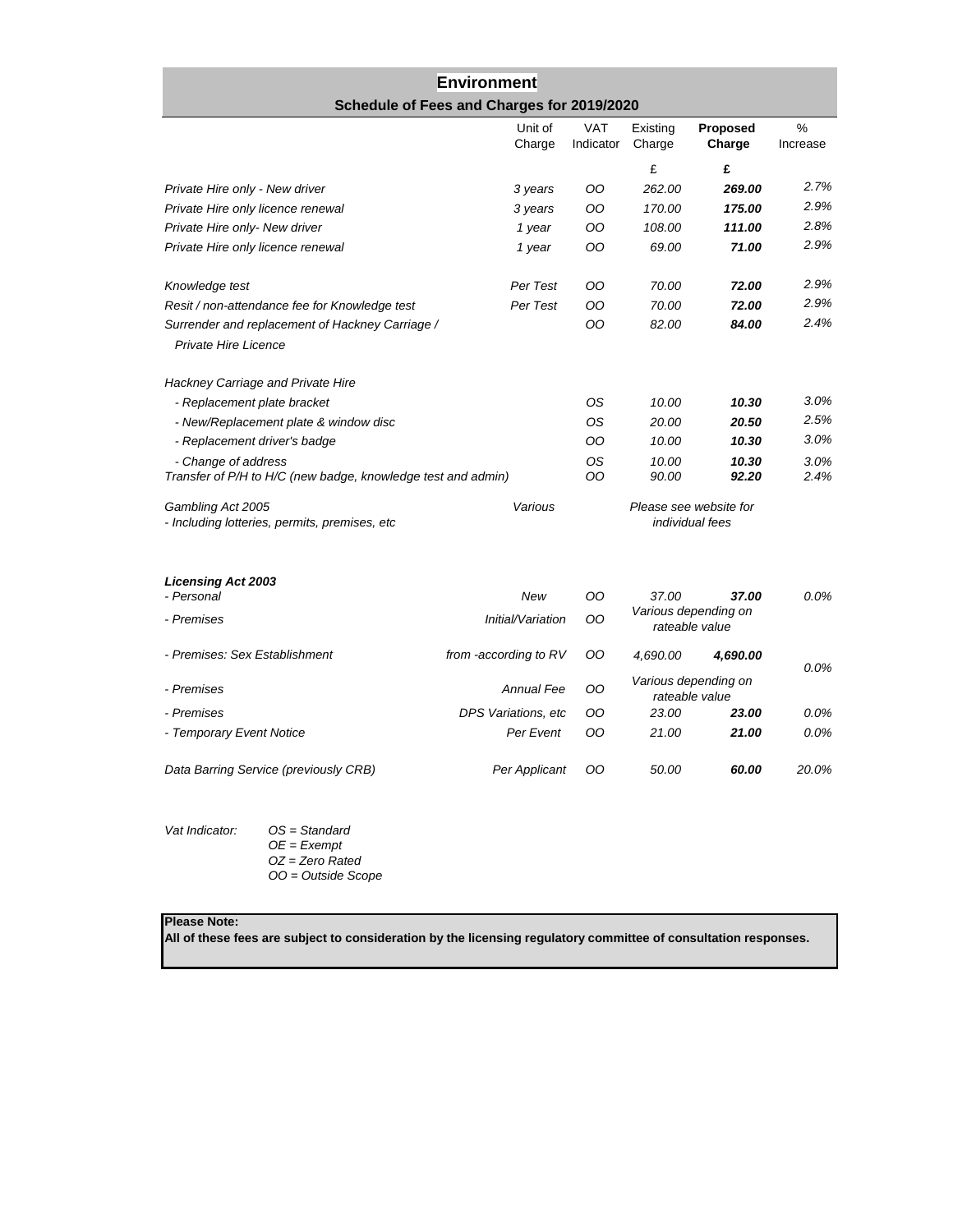## Environment

### Schedule of Fees and Charges for 2019/2020

| | Unit of Charge | VAT Indicator | Existing Charge | **Proposed Charge** | % Increase |
|---|---|---|---|---|---|
| | | | £ | **£** | |
| *Private Hire only - New driver* | *3 years* | *OO* | *262.00* | ***269.00*** | *2.7%* |
| *Private Hire only licence renewal* | *3 years* | *OO* | *170.00* | ***175.00*** | *2.9%* |
| *Private Hire only- New driver* | *1 year* | *OO* | *108.00* | ***111.00*** | *2.8%* |
| *Private Hire only licence renewal* | *1 year* | *OO* | *69.00* | ***71.00*** | *2.9%* |
| *Knowledge test* | *Per Test* | *OO* | *70.00* | ***72.00*** | *2.9%* |
| *Resit / non-attendance fee for Knowledge test* | *Per Test* | *OO* | *70.00* | ***72.00*** | *2.9%* |
| *Surrender and replacement of Hackney Carriage / Private Hire Licence* | | *OO* | *82.00* | ***84.00*** | *2.4%* |
| *Hackney Carriage and Private Hire* | | | | | |
| *- Replacement plate bracket* | | *OS* | *10.00* | ***10.30*** | *3.0%* |
| *- New/Replacement plate & window disc* | | *OS* | *20.00* | ***20.50*** | *2.5%* |
| *- Replacement driver's badge* | | *OO* | *10.00* | ***10.30*** | *3.0%* |
| *- Change of address* | | *OS* | *10.00* | ***10.30*** | *3.0%* |
| *Transfer of P/H to H/C (new badge, knowledge test and admin)* | | *OO* | *90.00* | ***92.20*** | *2.4%* |
| *Gambling Act 2005 - Including lotteries, permits, premises, etc* | *Various* | | *Please see website for individual fees* | | |
| ***Licensing Act 2003*** | | | | | |
| *- Personal* | *New* | *OO* | *37.00* | ***37.00*** | *0.0%* |
| *- Premises* | *Initial/Variation* | *OO* | *Various depending on rateable value* | | |
| *- Premises: Sex Establishment* | *from -according to RV* | *OO* | *4,690.00* | ***4,690.00*** | *0.0%* |
| *- Premises* | *Annual Fee* | *OO* | *Various depending on rateable value* | | |
| *- Premises* | *DPS Variations, etc* | *OO* | *23.00* | ***23.00*** | *0.0%* |
| *- Temporary Event Notice* | *Per Event* | *OO* | *21.00* | ***21.00*** | *0.0%* |
| *Data Barring Service (previously CRB)* | *Per Applicant* | *OO* | *50.00* | ***60.00*** | *20.0%* |

*Vat Indicator:*
- *OS = Standard*
- *OE = Exempt*
- *OZ = Zero Rated*
- *OO = Outside Scope*

**Please Note:**
**All of these fees are subject to consideration by the licensing regulatory committee of consultation responses.**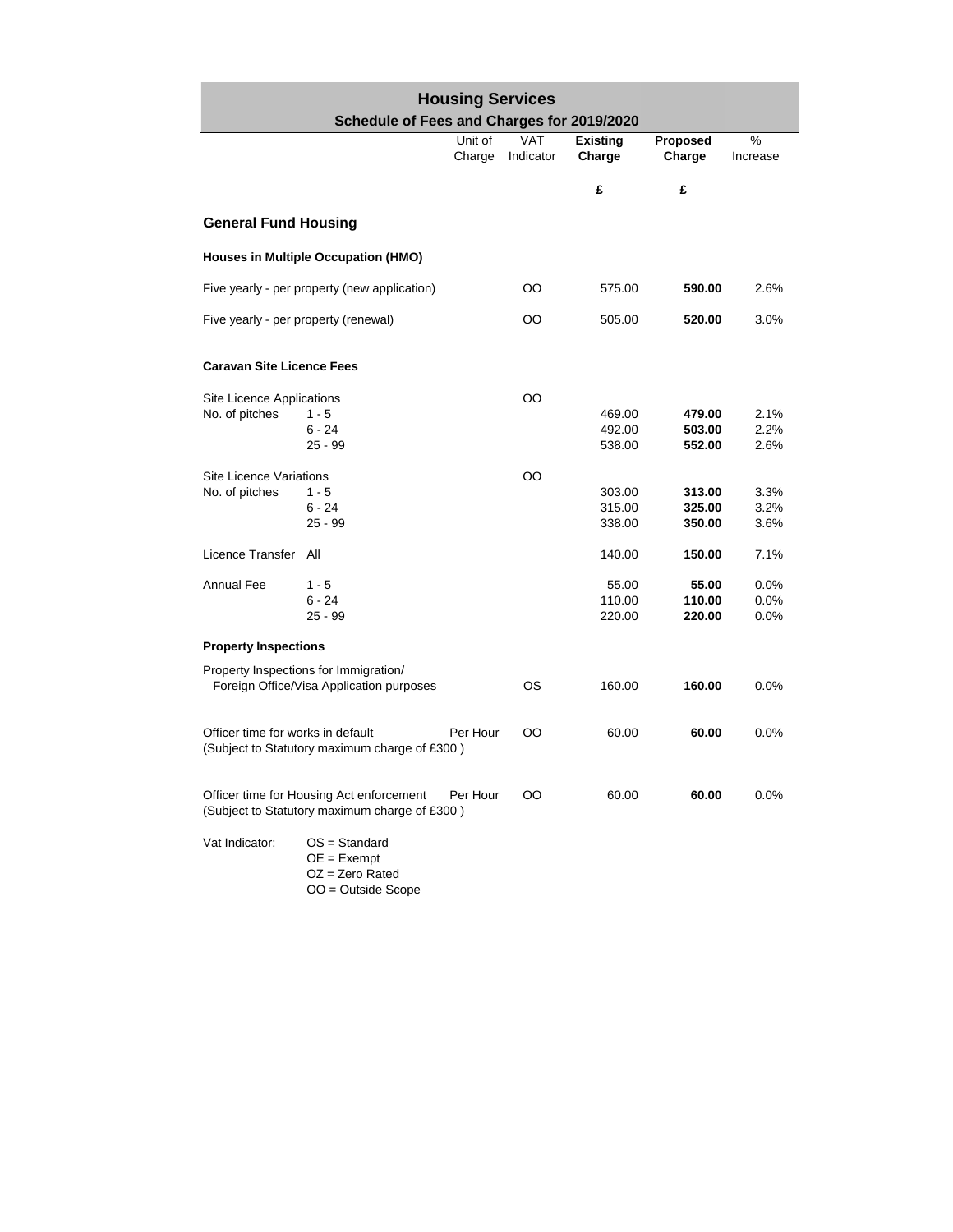# Housing Services

## Schedule of Fees and Charges for 2019/2020

| | | Unit of Charge | VAT Indicator | **Existing Charge** | **Proposed Charge** | % Increase |
|---|---|---|---|---|---|---|
| | | | | **£** | **£** | |
| **General Fund Housing** | | | | | | |
| **Houses in Multiple Occupation (HMO)** | | | | | | |
| Five yearly - per property (new application) | | | OO | 575.00 | **590.00** | 2.6% |
| Five yearly - per property (renewal) | | | OO | 505.00 | **520.00** | 3.0% |
| **Caravan Site Licence Fees** | | | | | | |
| Site Licence Applications | | | OO | | | |
| No. of pitches | 1 - 5 | | | 469.00 | **479.00** | 2.1% |
| | 6 - 24 | | | 492.00 | **503.00** | 2.2% |
| | 25 - 99 | | | 538.00 | **552.00** | 2.6% |
| Site Licence Variations | | | OO | | | |
| No. of pitches | 1 - 5 | | | 303.00 | **313.00** | 3.3% |
| | 6 - 24 | | | 315.00 | **325.00** | 3.2% |
| | 25 - 99 | | | 338.00 | **350.00** | 3.6% |
| Licence Transfer | All | | | 140.00 | **150.00** | 7.1% |
| Annual Fee | 1 - 5 | | | 55.00 | **55.00** | 0.0% |
| | 6 - 24 | | | 110.00 | **110.00** | 0.0% |
| | 25 - 99 | | | 220.00 | **220.00** | 0.0% |
| **Property Inspections** | | | | | | |
| Property Inspections for Immigration/ Foreign Office/Visa Application purposes | | | OS | 160.00 | **160.00** | 0.0% |
| Officer time for works in default (Subject to Statutory maximum charge of £300 ) | | Per Hour | OO | 60.00 | **60.00** | 0.0% |
| Officer time for Housing Act enforcement (Subject to Statutory maximum charge of £300 ) | | Per Hour | OO | 60.00 | **60.00** | 0.0% |

Vat Indicator:
- OS = Standard
- OE = Exempt
- OZ = Zero Rated
- OO = Outside Scope